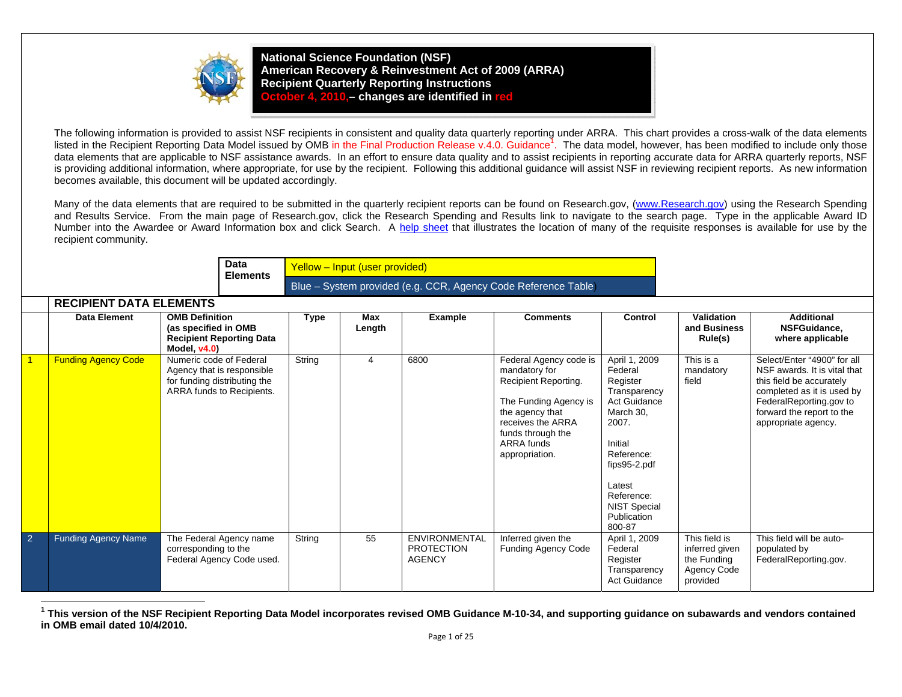**National Science Foundation (NSF)**
**American Recovery & Reinvestment Act of 2009 (ARRA)**
**Recipient Quarterly Reporting Instructions**
**October 4, 2010,– changes are identified in red**

The following information is provided to assist NSF recipients in consistent and quality data quarterly reporting under ARRA. This chart provides a cross-walk of the data elements listed in the Recipient Reporting Data Model issued by OMB in the Final Production Release v.4.0. Guidance[1]. The data model, however, has been modified to include only those data elements that are applicable to NSF assistance awards. In an effort to ensure data quality and to assist recipients in reporting accurate data for ARRA quarterly reports, NSF is providing additional information, where appropriate, for use by the recipient. Following this additional guidance will assist NSF in reviewing recipient reports. As new information becomes available, this document will be updated accordingly.

Many of the data elements that are required to be submitted in the quarterly recipient reports can be found on Research.gov, (www.Research.gov) using the Research Spending and Results Service. From the main page of Research.gov, click the Research Spending and Results link to navigate to the search page. Type in the applicable Award ID Number into the Awardee or Award Information box and click Search. A help sheet that illustrates the location of many of the requisite responses is available for use by the recipient community.

| Data Elements | |
|---|---|
| | Yellow – Input (user provided) |
| | Blue – System provided (e.g. CCR, Agency Code Reference Table) |

## RECIPIENT DATA ELEMENTS

| | Data Element | OMB Definition (as specified in OMB Recipient Reporting Data Model, v4.0) | Type | Max Length | Example | Comments | Control | Validation and Business Rule(s) | Additional NSFGuidance, where applicable |
|---|---|---|---|---|---|---|---|---|---|
| 1 | Funding Agency Code | Numeric code of Federal Agency that is responsible for funding distributing the ARRA funds to Recipients. | String | 4 | 6800 | Federal Agency code is mandatory for Recipient Reporting. The Funding Agency is the agency that receives the ARRA funds through the ARRA funds appropriation. | April 1, 2009 Federal Register Transparency Act Guidance March 30, 2007. Initial Reference: fips95-2.pdf Latest Reference: NIST Special Publication 800-87 | This is a mandatory field | Select/Enter "4900" for all NSF awards. It is vital that this field be accurately completed as it is used by FederalReporting.gov to forward the report to the appropriate agency. |
| 2 | Funding Agency Name | The Federal Agency name corresponding to the Federal Agency Code used. | String | 55 | ENVIRONMENTAL PROTECTION AGENCY | Inferred given the Funding Agency Code | April 1, 2009 Federal Register Transparency Act Guidance | This field is inferred given the Funding Agency Code provided | This field will be auto-populated by FederalReporting.gov. |

[1] **This version of the NSF Recipient Reporting Data Model incorporates revised OMB Guidance M-10-34, and supporting guidance on subawards and vendors contained in OMB email dated 10/4/2010.**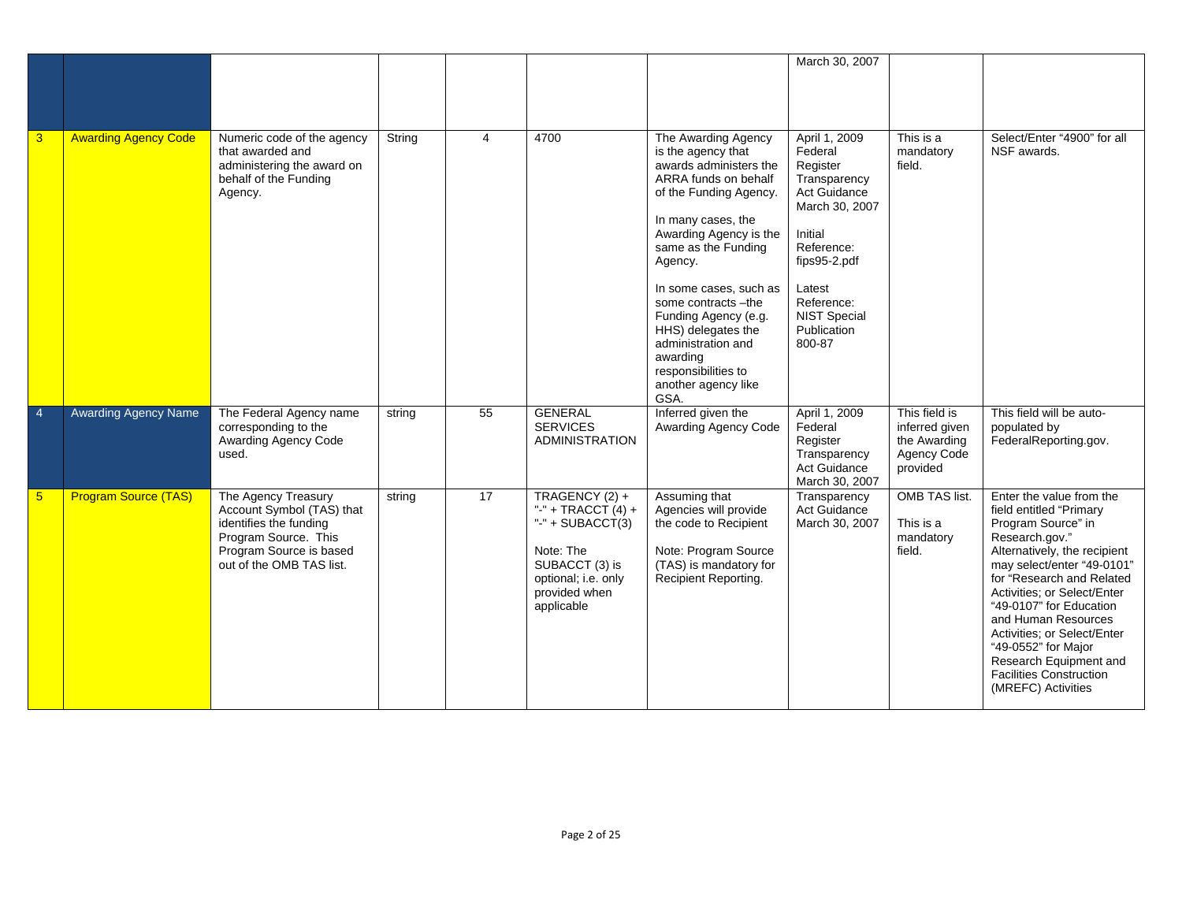| | | | | | | | | | |
|---|---|---|---|---|---|---|---|---|---|
| | | | | | | | March 30, 2007 | | |
| 3 | Awarding Agency Code | Numeric code of the agency that awarded and administering the award on behalf of the Funding Agency. | String | 4 | 4700 | The Awarding Agency is the agency that awards administers the ARRA funds on behalf of the Funding Agency.<br><br>In many cases, the Awarding Agency is the same as the Funding Agency.<br><br>In some cases, such as some contracts –the Funding Agency (e.g. HHS) delegates the administration and awarding responsibilities to another agency like GSA. | April 1, 2009 Federal Register Transparency Act Guidance March 30, 2007<br><br>Initial Reference: fips95-2.pdf<br><br>Latest Reference: NIST Special Publication 800-87 | This is a mandatory field. | Select/Enter "4900" for all NSF awards. |
| 4 | Awarding Agency Name | The Federal Agency name corresponding to the Awarding Agency Code used. | string | 55 | GENERAL SERVICES ADMINISTRATION | Inferred given the Awarding Agency Code | April 1, 2009 Federal Register Transparency Act Guidance March 30, 2007 | This field is inferred given the Awarding Agency Code provided | This field will be auto-populated by FederalReporting.gov. |
| 5 | Program Source (TAS) | The Agency Treasury Account Symbol (TAS) that identifies the funding Program Source. This Program Source is based out of the OMB TAS list. | string | 17 | TRAGENCY (2) + "-" + TRACCT (4) + "-" + SUBACCT(3)<br><br>Note: The SUBACCT (3) is optional; i.e. only provided when applicable | Assuming that Agencies will provide the code to Recipient<br><br>Note: Program Source (TAS) is mandatory for Recipient Reporting. | Transparency Act Guidance March 30, 2007 | OMB TAS list.<br><br>This is a mandatory field. | Enter the value from the field entitled "Primary Program Source" in Research.gov." Alternatively, the recipient may select/enter "49-0101" for "Research and Related Activities; or Select/Enter "49-0107" for Education and Human Resources Activities; or Select/Enter "49-0552" for Major Research Equipment and Facilities Construction (MREFC) Activities |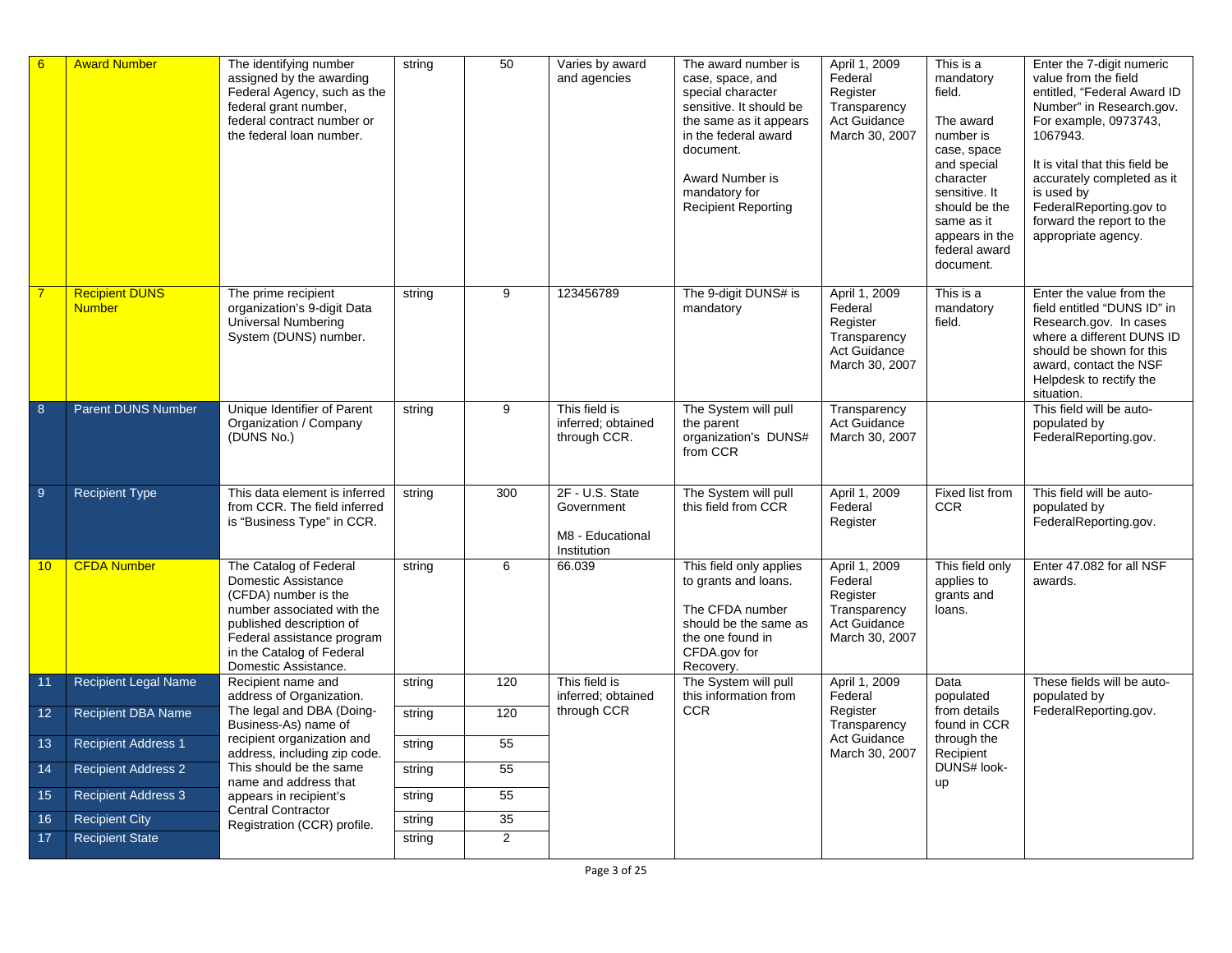| | | | | | | | | | |
|---|---|---|---|---|---|---|---|---|---|
| 6 | Award Number | The identifying number assigned by the awarding Federal Agency, such as the federal grant number, federal contract number or the federal loan number. | string | 50 | Varies by award and agencies | The award number is case, space, and special character sensitive. It should be the same as it appears in the federal award document.<br><br>Award Number is mandatory for Recipient Reporting | April 1, 2009 Federal Register Transparency Act Guidance March 30, 2007 | This is a mandatory field.<br><br>The award number is case, space and special character sensitive. It should be the same as it appears in the federal award document. | Enter the 7-digit numeric value from the field entitled, "Federal Award ID Number" in Research.gov. For example, 0973743, 1067943.<br><br>It is vital that this field be accurately completed as it is used by FederalReporting.gov to forward the report to the appropriate agency. |
| 7 | Recipient DUNS Number | The prime recipient organization's 9-digit Data Universal Numbering System (DUNS) number. | string | 9 | 123456789 | The 9-digit DUNS# is mandatory | April 1, 2009 Federal Register Transparency Act Guidance March 30, 2007 | This is a mandatory field. | Enter the value from the field entitled "DUNS ID" in Research.gov. In cases where a different DUNS ID should be shown for this award, contact the NSF Helpdesk to rectify the situation. |
| 8 | Parent DUNS Number | Unique Identifier of Parent Organization / Company (DUNS No.) | string | 9 | This field is inferred; obtained through CCR. | The System will pull the parent organization's DUNS# from CCR | Transparency Act Guidance March 30, 2007 | | This field will be auto-populated by FederalReporting.gov. |
| 9 | Recipient Type | This data element is inferred from CCR. The field inferred is "Business Type" in CCR. | string | 300 | 2F - U.S. State Government<br><br>M8 - Educational Institution | The System will pull this field from CCR | April 1, 2009 Federal Register | Fixed list from CCR | This field will be auto-populated by FederalReporting.gov. |
| 10 | CFDA Number | The Catalog of Federal Domestic Assistance (CFDA) number is the number associated with the published description of Federal assistance program in the Catalog of Federal Domestic Assistance. | string | 6 | 66.039 | This field only applies to grants and loans.<br><br>The CFDA number should be the same as the one found in CFDA.gov for Recovery. | April 1, 2009 Federal Register Transparency Act Guidance March 30, 2007 | This field only applies to grants and loans. | Enter 47.082 for all NSF awards. |
| 11 | Recipient Legal Name | Recipient name and address of Organization. The legal and DBA (Doing-Business-As) name of recipient organization and address, including zip code. This should be the same name and address that appears in recipient's Central Contractor Registration (CCR) profile. | string | 120 | This field is inferred; obtained through CCR | The System will pull this information from CCR | April 1, 2009 Federal Register Transparency Act Guidance March 30, 2007 | Data populated from details found in CCR through the Recipient DUNS# look-up | These fields will be auto-populated by FederalReporting.gov. |
| 12 | Recipient DBA Name | | string | 120 | | | | | |
| 13 | Recipient Address 1 | | string | 55 | | | | | |
| 14 | Recipient Address 2 | | string | 55 | | | | | |
| 15 | Recipient Address 3 | | string | 55 | | | | | |
| 16 | Recipient City | | string | 35 | | | | | |
| 17 | Recipient State | | string | 2 | | | | | |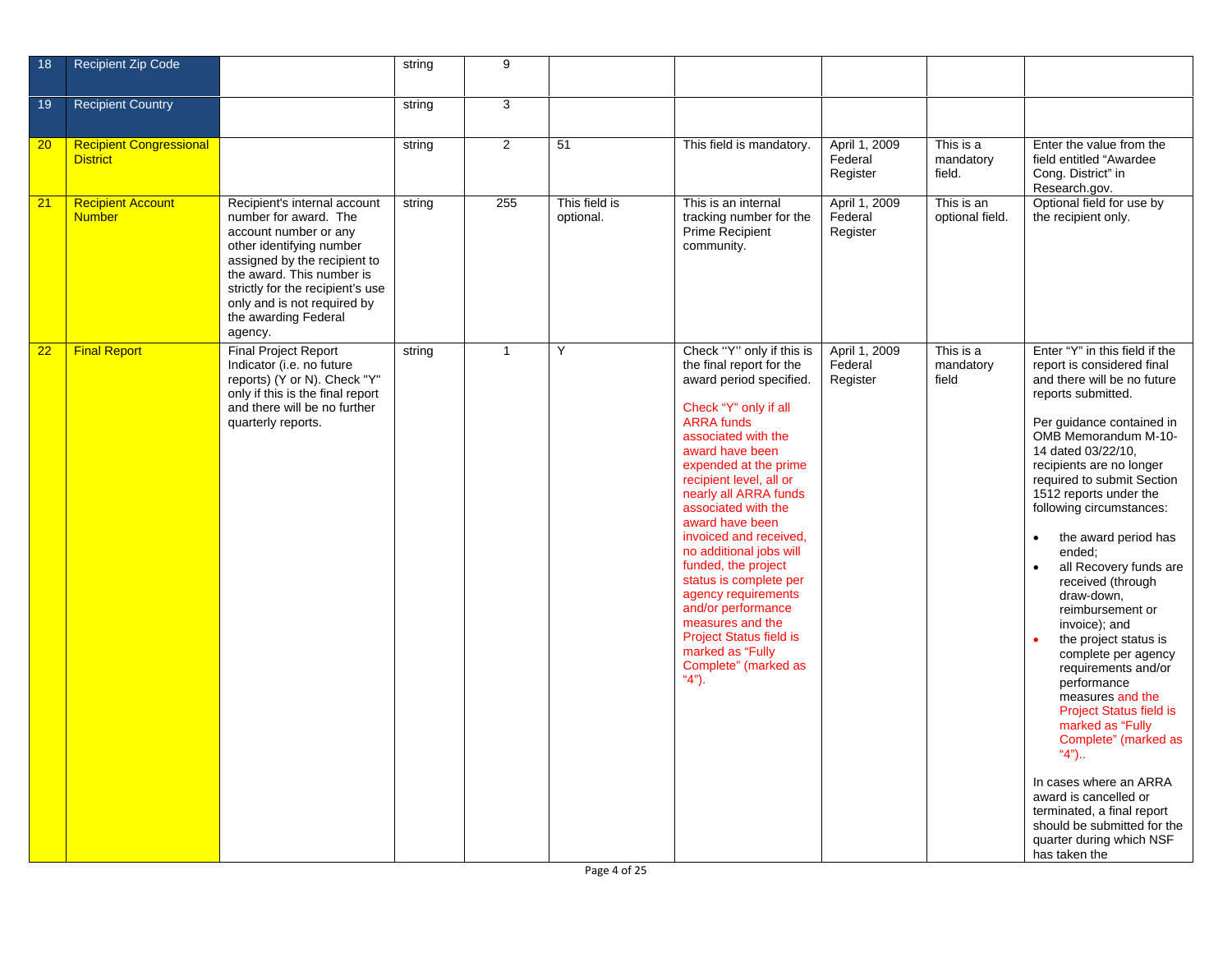| | | | | | | | | | |
|---|---|---|---|---|---|---|---|---|---|
| 18 | Recipient Zip Code | | string | 9 | | | | | |
| 19 | Recipient Country | | string | 3 | | | | | |
| 20 | Recipient Congressional District | | string | 2 | 51 | This field is mandatory. | April 1, 2009 Federal Register | This is a mandatory field. | Enter the value from the field entitled "Awardee Cong. District" in Research.gov. |
| 21 | Recipient Account Number | Recipient's internal account number for award. The account number or any other identifying number assigned by the recipient to the award. This number is strictly for the recipient's use only and is not required by the awarding Federal agency. | string | 255 | This field is optional. | This is an internal tracking number for the Prime Recipient community. | April 1, 2009 Federal Register | This is an optional field. | Optional field for use by the recipient only. |
| 22 | Final Report | Final Project Report Indicator (i.e. no future reports) (Y or N). Check "Y" only if this is the final report and there will be no further quarterly reports. | string | 1 | Y | Check ''Y'' only if this is the final report for the award period specified.<br><br>Check "Y" only if all ARRA funds associated with the award have been expended at the prime recipient level, all or nearly all ARRA funds associated with the award have been invoiced and received, no additional jobs will funded, the project status is complete per agency requirements and/or performance measures and the Project Status field is marked as "Fully Complete" (marked as "4"). | April 1, 2009 Federal Register | This is a mandatory field | Enter "Y" in this field if the report is considered final and there will be no future reports submitted.<br><br>Per guidance contained in OMB Memorandum M-10-14 dated 03/22/10, recipients are no longer required to submit Section 1512 reports under the following circumstances:<br><br>• the award period has ended;<br>• all Recovery funds are received (through draw-down, reimbursement or invoice); and<br>• the project status is complete per agency requirements and/or performance measures and the Project Status field is marked as "Fully Complete" (marked as "4")..<br><br>In cases where an ARRA award is cancelled or terminated, a final report should be submitted for the quarter during which NSF has taken the |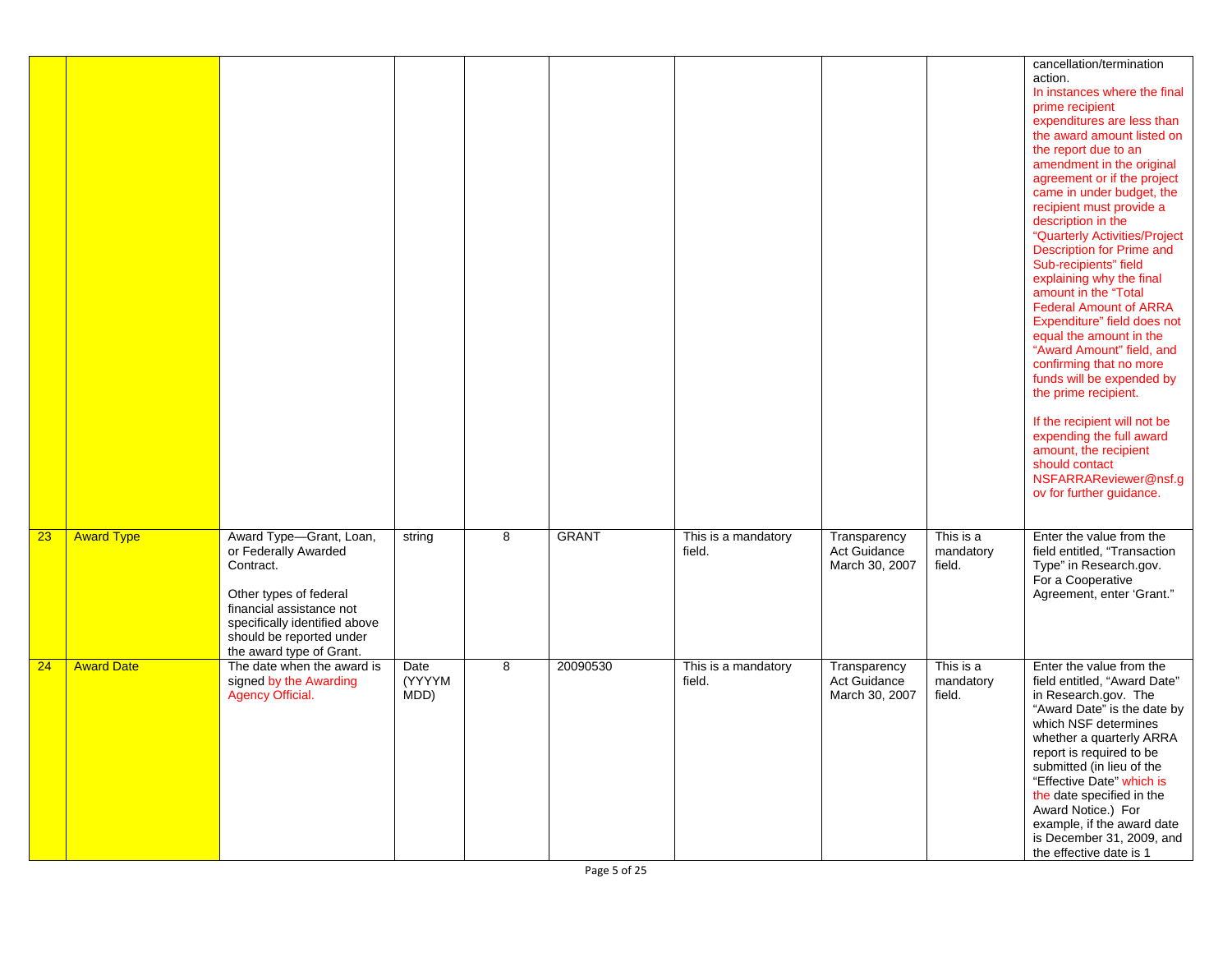| | | | | | | | | | |
|---|---|---|---|---|---|---|---|---|---|
| | | | | | | | | | cancellation/termination action. In instances where the final prime recipient expenditures are less than the award amount listed on the report due to an amendment in the original agreement or if the project came in under budget, the recipient must provide a description in the "Quarterly Activities/Project Description for Prime and Sub-recipients" field explaining why the final amount in the "Total Federal Amount of ARRA Expenditure" field does not equal the amount in the "Award Amount" field, and confirming that no more funds will be expended by the prime recipient.<br><br>If the recipient will not be expending the full award amount, the recipient should contact NSFARRAReviewer@nsf.gov for further guidance. |
| 23 | Award Type | Award Type—Grant, Loan, or Federally Awarded Contract.<br><br>Other types of federal financial assistance not specifically identified above should be reported under the award type of Grant. | string | 8 | GRANT | This is a mandatory field. | Transparency Act Guidance March 30, 2007 | This is a mandatory field. | Enter the value from the field entitled, "Transaction Type" in Research.gov. For a Cooperative Agreement, enter 'Grant." |
| 24 | Award Date | The date when the award is signed by the Awarding Agency Official. | Date (YYYYMMDD) | 8 | 20090530 | This is a mandatory field. | Transparency Act Guidance March 30, 2007 | This is a mandatory field. | Enter the value from the field entitled, "Award Date" in Research.gov. The "Award Date" is the date by which NSF determines whether a quarterly ARRA report is required to be submitted (in lieu of the "Effective Date" which is the date specified in the Award Notice.) For example, if the award date is December 31, 2009, and the effective date is 1 |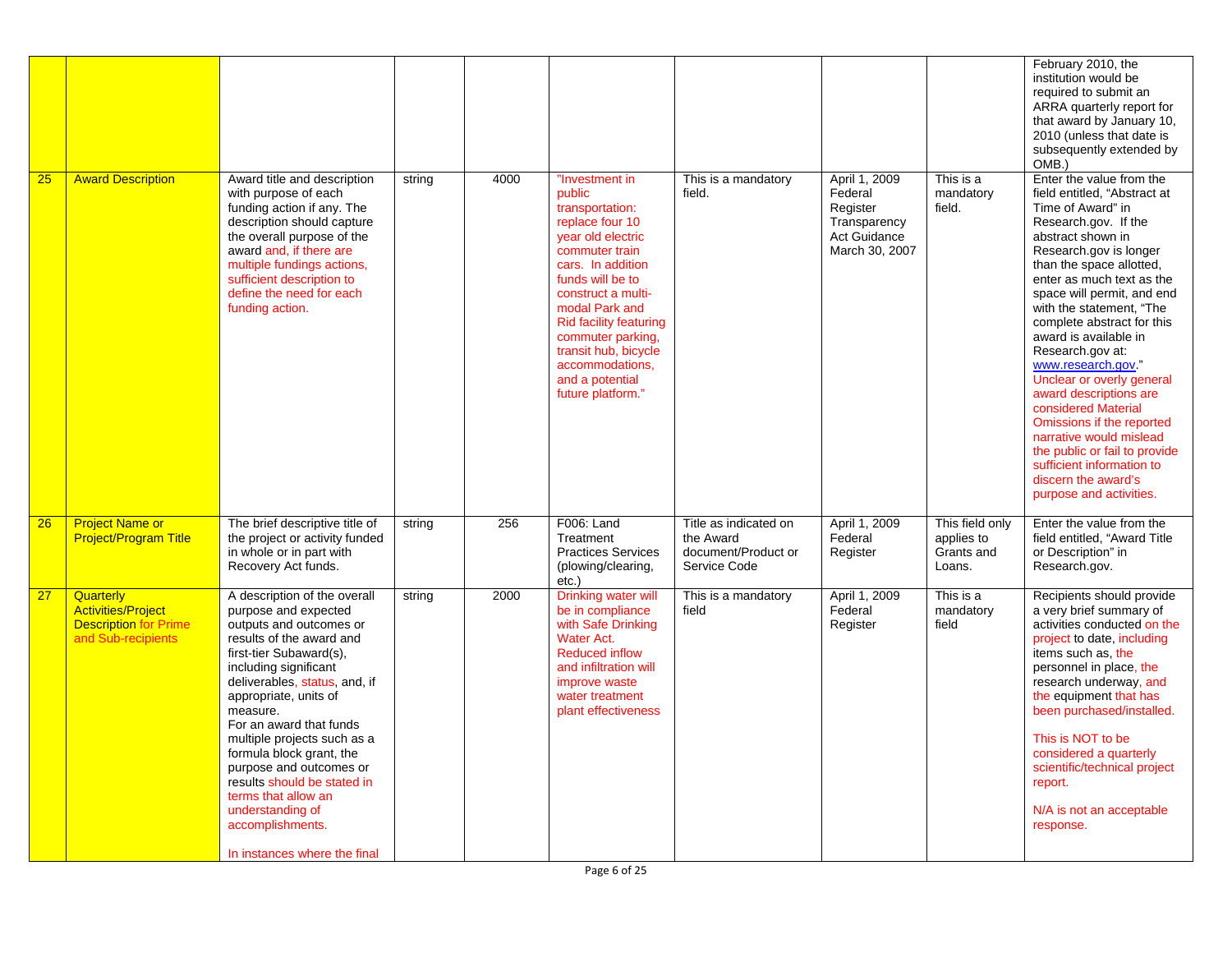| | | | | | | | | | |
|---|---|---|---|---|---|---|---|---|---|
| | | | | | | | | | February 2010, the institution would be required to submit an ARRA quarterly report for that award by January 10, 2010 (unless that date is subsequently extended by OMB.) |
| 25 | Award Description | Award title and description with purpose of each funding action if any. The description should capture the overall purpose of the award and, if there are multiple fundings actions, sufficient description to define the need for each funding action. | string | 4000 | "Investment in public transportation: replace four 10 year old electric commuter train cars. In addition funds will be to construct a multi-modal Park and Rid facility featuring commuter parking, transit hub, bicycle accommodations, and a potential future platform." | This is a mandatory field. | April 1, 2009 Federal Register Transparency Act Guidance March 30, 2007 | This is a mandatory field. | Enter the value from the field entitled, "Abstract at Time of Award" in Research.gov. If the abstract shown in Research.gov is longer than the space allotted, enter as much text as the space will permit, and end with the statement, "The complete abstract for this award is available in Research.gov at: www.research.gov." Unclear or overly general award descriptions are considered Material Omissions if the reported narrative would mislead the public or fail to provide sufficient information to discern the award's purpose and activities. |
| 26 | Project Name or Project/Program Title | The brief descriptive title of the project or activity funded in whole or in part with Recovery Act funds. | string | 256 | F006: Land Treatment Practices Services (plowing/clearing, etc.) | Title as indicated on the Award document/Product or Service Code | April 1, 2009 Federal Register | This field only applies to Grants and Loans. | Enter the value from the field entitled, "Award Title or Description" in Research.gov. |
| 27 | Quarterly Activities/Project Description for Prime and Sub-recipients | A description of the overall purpose and expected outputs and outcomes or results of the award and first-tier Subaward(s), including significant deliverables, status, and, if appropriate, units of measure.<br>For an award that funds multiple projects such as a formula block grant, the purpose and outcomes or results should be stated in terms that allow an understanding of accomplishments.<br><br>In instances where the final | string | 2000 | Drinking water will be in compliance with Safe Drinking Water Act. Reduced inflow and infiltration will improve waste water treatment plant effectiveness | This is a mandatory field | April 1, 2009 Federal Register | This is a mandatory field | Recipients should provide a very brief summary of activities conducted on the project to date, including items such as, the personnel in place, the research underway, and the equipment that has been purchased/installed.<br><br>This is NOT to be considered a quarterly scientific/technical project report.<br><br>N/A is not an acceptable response. |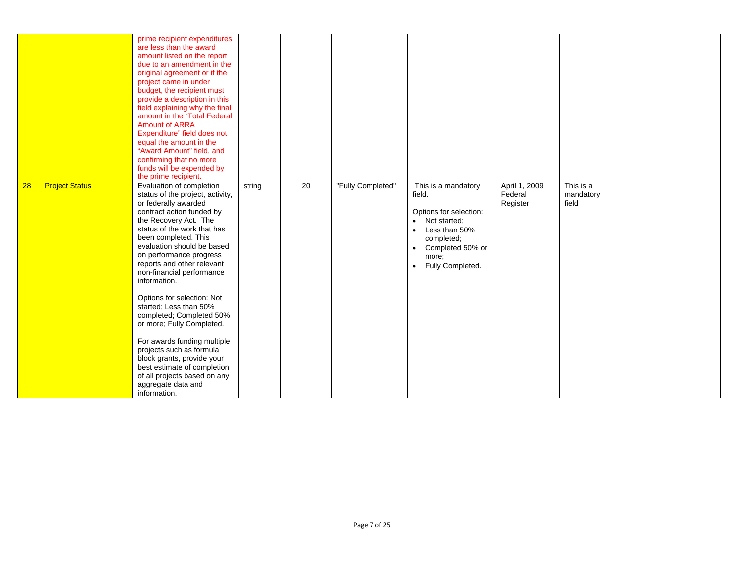| | | | | | | | | | |
|---|---|---|---|---|---|---|---|---|---|
| | | prime recipient expenditures are less than the award amount listed on the report due to an amendment in the original agreement or if the project came in under budget, the recipient must provide a description in this field explaining why the final amount in the "Total Federal Amount of ARRA Expenditure" field does not equal the amount in the "Award Amount" field, and confirming that no more funds will be expended by the prime recipient. | | | | | | | |
| 28 | Project Status | Evaluation of completion status of the project, activity, or federally awarded contract action funded by the Recovery Act. The status of the work that has been completed. This evaluation should be based on performance progress reports and other relevant non-financial performance information.<br><br>Options for selection: Not started; Less than 50% completed; Completed 50% or more; Fully Completed.<br><br>For awards funding multiple projects such as formula block grants, provide your best estimate of completion of all projects based on any aggregate data and information. | string | 20 | "Fully Completed" | This is a mandatory field.<br><br>Options for selection:<br>• Not started;<br>• Less than 50% completed;<br>• Completed 50% or more;<br>• Fully Completed. | April 1, 2009 Federal Register | This is a mandatory field | |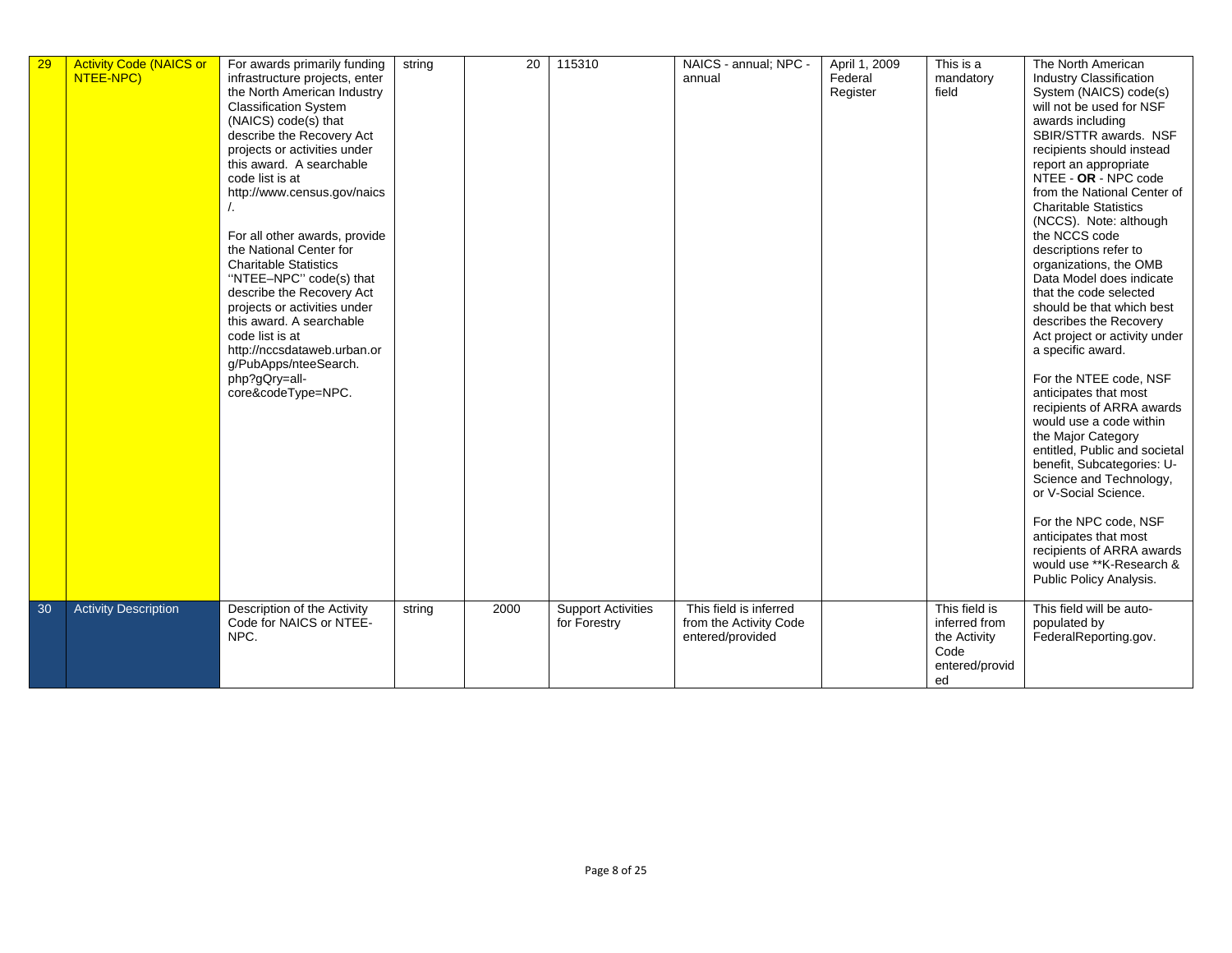| | | | | | | | | | |
|---|---|---|---|---|---|---|---|---|---|
| 29 | Activity Code (NAICS or NTEE-NPC) | For awards primarily funding infrastructure projects, enter the North American Industry Classification System (NAICS) code(s) that describe the Recovery Act projects or activities under this award. A searchable code list is at http://www.census.gov/naics/.<br><br>For all other awards, provide the National Center for Charitable Statistics ''NTEE–NPC'' code(s) that describe the Recovery Act projects or activities under this award. A searchable code list is at http://nccsdataweb.urban.org/PubApps/nteeSearch.php?gQry=all-core&codeType=NPC. | string | 20 | 115310 | NAICS - annual; NPC - annual | April 1, 2009 Federal Register | This is a mandatory field | The North American Industry Classification System (NAICS) code(s) will not be used for NSF awards including SBIR/STTR awards. NSF recipients should instead report an appropriate NTEE - **OR** - NPC code from the National Center of Charitable Statistics (NCCS). Note: although the NCCS code descriptions refer to organizations, the OMB Data Model does indicate that the code selected should be that which best describes the Recovery Act project or activity under a specific award.<br><br>For the NTEE code, NSF anticipates that most recipients of ARRA awards would use a code within the Major Category entitled, Public and societal benefit, Subcategories: U-Science and Technology, or V-Social Science.<br><br>For the NPC code, NSF anticipates that most recipients of ARRA awards would use **K-Research & Public Policy Analysis. |
| 30 | Activity Description | Description of the Activity Code for NAICS or NTEE-NPC. | string | 2000 | Support Activities for Forestry | This field is inferred from the Activity Code entered/provided | | This field is inferred from the Activity Code entered/provided | This field will be auto-populated by FederalReporting.gov. |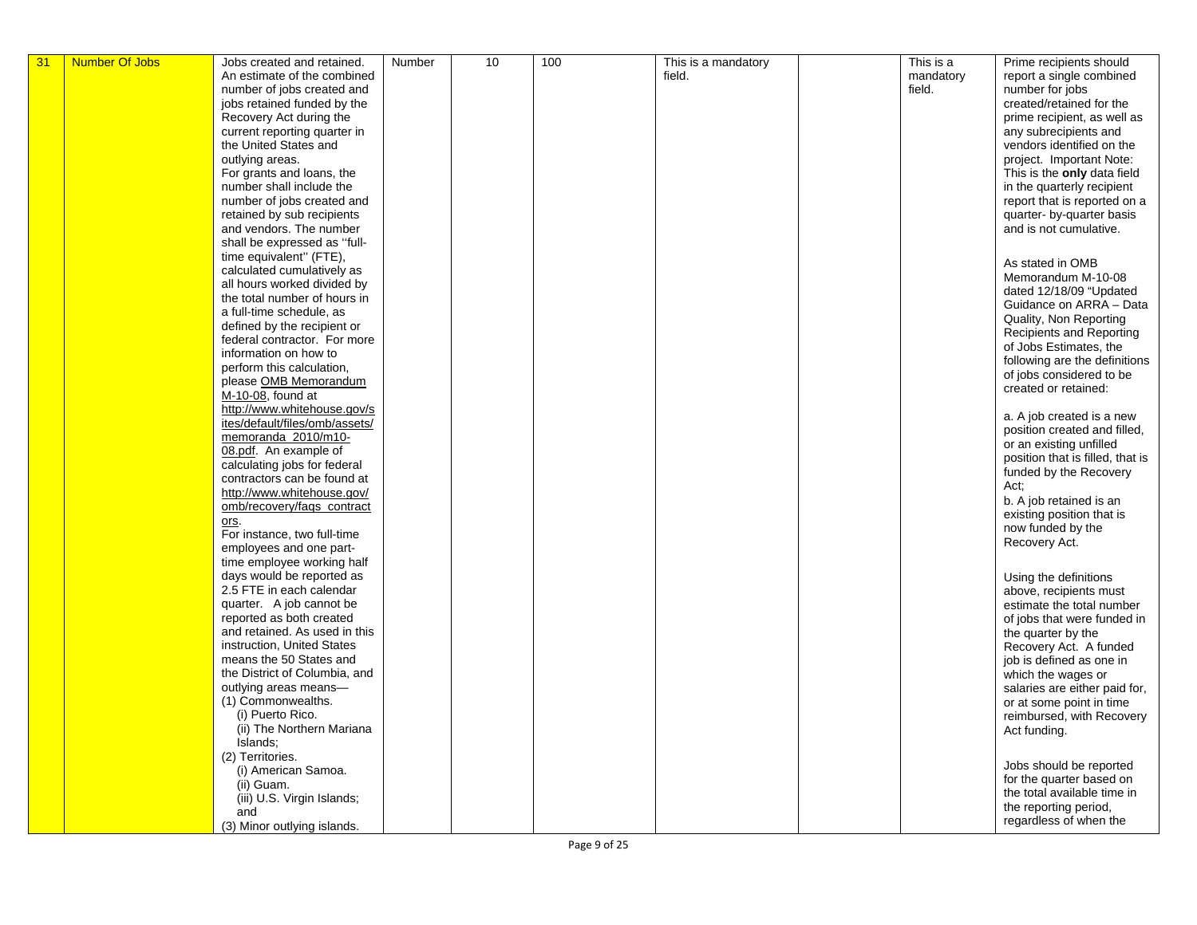| | | | | | | | | | |
|---|---|---|---|---|---|---|---|---|---|
| 31 | Number Of Jobs | Jobs created and retained. An estimate of the combined number of jobs created and jobs retained funded by the Recovery Act during the current reporting quarter in the United States and outlying areas.<br>For grants and loans, the number shall include the number of jobs created and retained by sub recipients and vendors. The number shall be expressed as ''full-time equivalent'' (FTE), calculated cumulatively as all hours worked divided by the total number of hours in a full-time schedule, as defined by the recipient or federal contractor. For more information on how to perform this calculation, please OMB Memorandum M-10-08, found at http://www.whitehouse.gov/sites/default/files/omb/assets/memoranda_2010/m10-08.pdf. An example of calculating jobs for federal contractors can be found at http://www.whitehouse.gov/omb/recovery/faqs_contractors.<br>For instance, two full-time employees and one part-time employee working half days would be reported as 2.5 FTE in each calendar quarter. A job cannot be reported as both created and retained. As used in this instruction, United States means the 50 States and the District of Columbia, and outlying areas means—<br>(1) Commonwealths.<br>(i) Puerto Rico.<br>(ii) The Northern Mariana Islands;<br>(2) Territories.<br>(i) American Samoa.<br>(ii) Guam.<br>(iii) U.S. Virgin Islands; and<br>(3) Minor outlying islands. | Number | 10 | 100 | This is a mandatory field. | | This is a mandatory field. | Prime recipients should report a single combined number for jobs created/retained for the prime recipient, as well as any subrecipients and vendors identified on the project. Important Note: This is the **only** data field in the quarterly recipient report that is reported on a quarter- by-quarter basis and is not cumulative.<br><br>As stated in OMB Memorandum M-10-08 dated 12/18/09 "Updated Guidance on ARRA – Data Quality, Non Reporting Recipients and Reporting of Jobs Estimates, the following are the definitions of jobs considered to be created or retained:<br><br>a. A job created is a new position created and filled, or an existing unfilled position that is filled, that is funded by the Recovery Act;<br>b. A job retained is an existing position that is now funded by the Recovery Act.<br><br>Using the definitions above, recipients must estimate the total number of jobs that were funded in the quarter by the Recovery Act. A funded job is defined as one in which the wages or salaries are either paid for, or at some point in time reimbursed, with Recovery Act funding.<br><br>Jobs should be reported for the quarter based on the total available time in the reporting period, regardless of when the |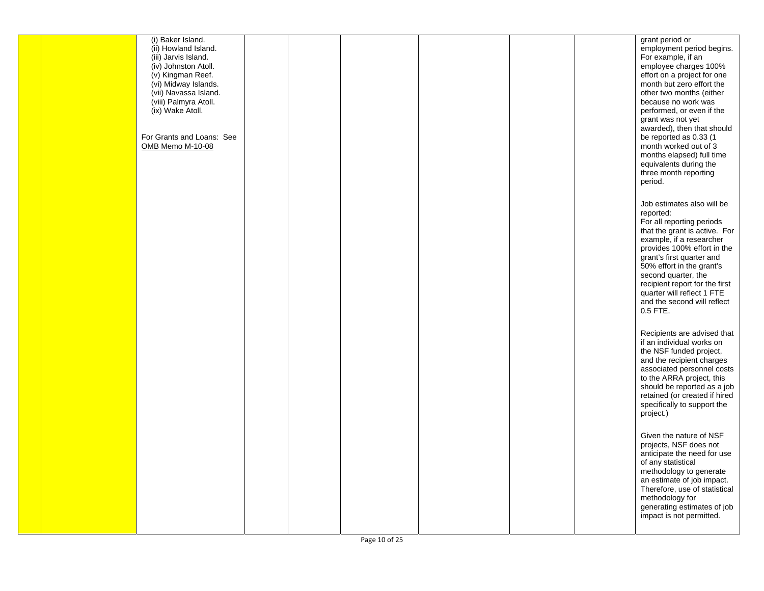| | | | | | | | | | |
|---|---|---|---|---|---|---|---|---|---|
| | | (i) Baker Island.<br>(ii) Howland Island.<br>(iii) Jarvis Island.<br>(iv) Johnston Atoll.<br>(v) Kingman Reef.<br>(vi) Midway Islands.<br>(vii) Navassa Island.<br>(viii) Palmyra Atoll.<br>(ix) Wake Atoll.<br><br>For Grants and Loans: See OMB Memo M-10-08 | | | | | | | grant period or employment period begins. For example, if an employee charges 100% effort on a project for one month but zero effort the other two months (either because no work was performed, or even if the grant was not yet awarded), then that should be reported as 0.33 (1 month worked out of 3 months elapsed) full time equivalents during the three month reporting period.<br><br>Job estimates also will be reported:<br>For all reporting periods that the grant is active. For example, if a researcher provides 100% effort in the grant's first quarter and 50% effort in the grant's second quarter, the recipient report for the first quarter will reflect 1 FTE and the second will reflect 0.5 FTE.<br><br>Recipients are advised that if an individual works on the NSF funded project, and the recipient charges associated personnel costs to the ARRA project, this should be reported as a job retained (or created if hired specifically to support the project.)<br><br>Given the nature of NSF projects, NSF does not anticipate the need for use of any statistical methodology to generate an estimate of job impact. Therefore, use of statistical methodology for generating estimates of job impact is not permitted. |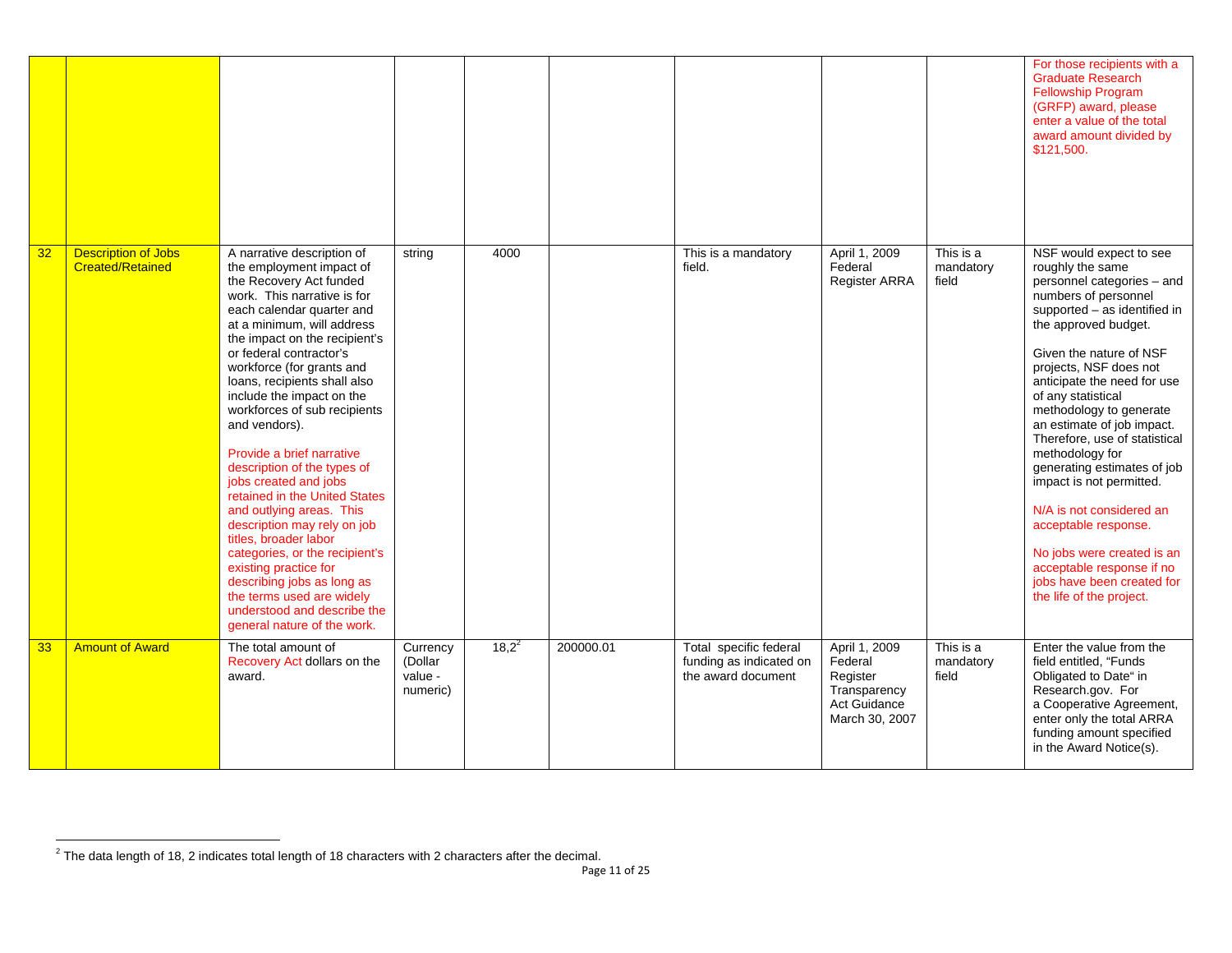| | | | | | | | | | |
|---|---|---|---|---|---|---|---|---|---|
| | | | | | | | | | For those recipients with a Graduate Research Fellowship Program (GRFP) award, please enter a value of the total award amount divided by $121,500. |
| 32 | Description of Jobs Created/Retained | A narrative description of the employment impact of the Recovery Act funded work. This narrative is for each calendar quarter and at a minimum, will address the impact on the recipient's or federal contractor's workforce (for grants and loans, recipients shall also include the impact on the workforces of sub recipients and vendors).<br><br>Provide a brief narrative description of the types of jobs created and jobs retained in the United States and outlying areas. This description may rely on job titles, broader labor categories, or the recipient's existing practice for describing jobs as long as the terms used are widely understood and describe the general nature of the work. | string | 4000 | | This is a mandatory field. | April 1, 2009 Federal Register ARRA | This is a mandatory field | NSF would expect to see roughly the same personnel categories – and numbers of personnel supported – as identified in the approved budget.<br><br>Given the nature of NSF projects, NSF does not anticipate the need for use of any statistical methodology to generate an estimate of job impact. Therefore, use of statistical methodology for generating estimates of job impact is not permitted.<br><br>N/A is not considered an acceptable response.<br><br>No jobs were created is an acceptable response if no jobs have been created for the life of the project. |
| 33 | Amount of Award | The total amount of Recovery Act dollars on the award. | Currency (Dollar value - numeric) | 18,2[2] | 200000.01 | Total specific federal funding as indicated on the award document | April 1, 2009 Federal Register Transparency Act Guidance March 30, 2007 | This is a mandatory field | Enter the value from the field entitled, "Funds Obligated to Date" in Research.gov. For a Cooperative Agreement, enter only the total ARRA funding amount specified in the Award Notice(s). |

[2] The data length of 18, 2 indicates total length of 18 characters with 2 characters after the decimal.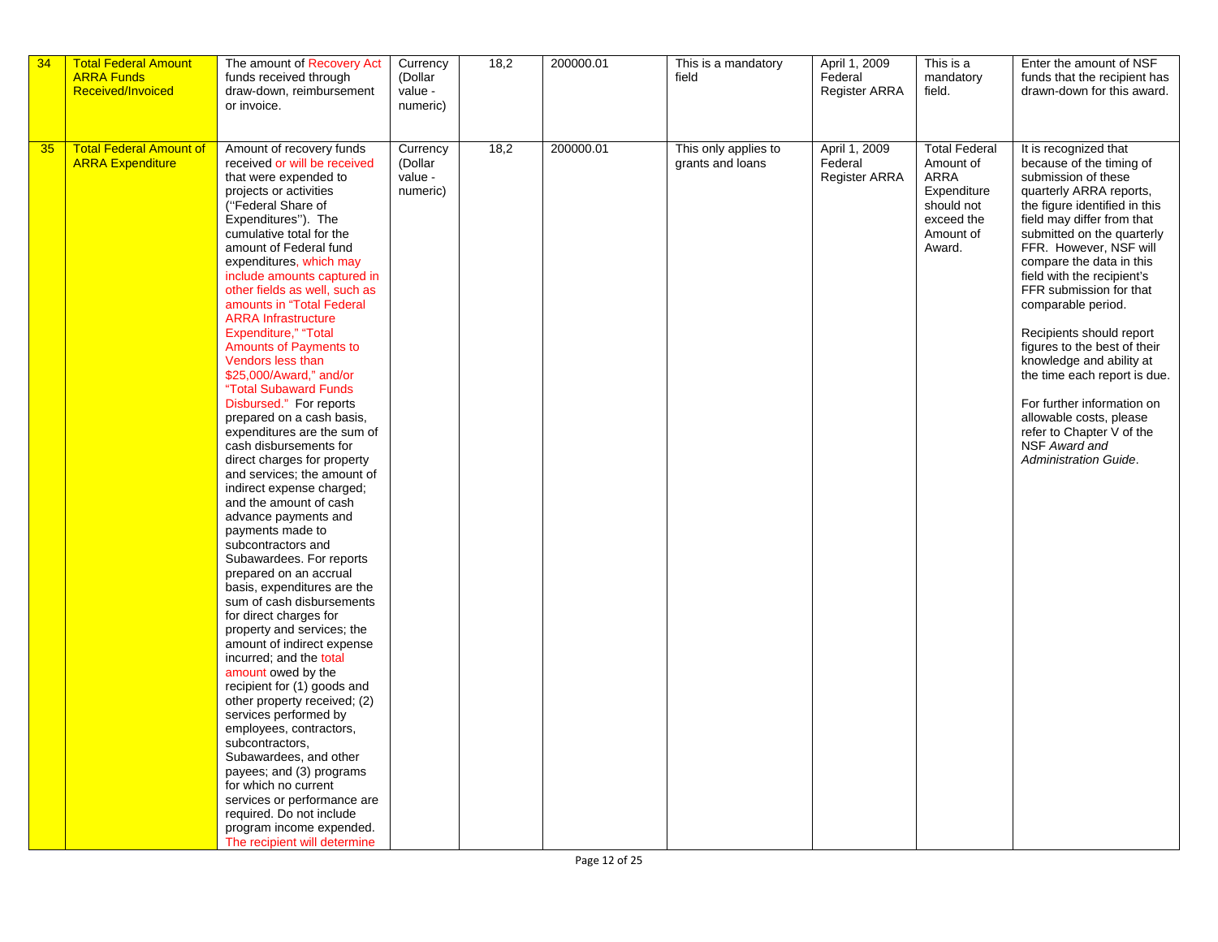| | | | | | | | | | |
|---|---|---|---|---|---|---|---|---|---|
| 34 | Total Federal Amount ARRA Funds Received/Invoiced | The amount of Recovery Act funds received through draw-down, reimbursement or invoice. | Currency (Dollar value - numeric) | 18,2 | 200000.01 | This is a mandatory field | April 1, 2009 Federal Register ARRA | This is a mandatory field. | Enter the amount of NSF funds that the recipient has drawn-down for this award. |
| 35 | Total Federal Amount of ARRA Expenditure | Amount of recovery funds received or will be received that were expended to projects or activities (''Federal Share of Expenditures''). The cumulative total for the amount of Federal fund expenditures, which may include amounts captured in other fields as well, such as amounts in "Total Federal ARRA Infrastructure Expenditure," "Total Amounts of Payments to Vendors less than $25,000/Award," and/or "Total Subaward Funds Disbursed." For reports prepared on a cash basis, expenditures are the sum of cash disbursements for direct charges for property and services; the amount of indirect expense charged; and the amount of cash advance payments and payments made to subcontractors and Subawardees. For reports prepared on an accrual basis, expenditures are the sum of cash disbursements for direct charges for property and services; the amount of indirect expense incurred; and the total amount owed by the recipient for (1) goods and other property received; (2) services performed by employees, contractors, subcontractors, Subawardees, and other payees; and (3) programs for which no current services or performance are required. Do not include program income expended. The recipient will determine | Currency (Dollar value - numeric) | 18,2 | 200000.01 | This only applies to grants and loans | April 1, 2009 Federal Register ARRA | Total Federal Amount of ARRA Expenditure should not exceed the Amount of Award. | It is recognized that because of the timing of submission of these quarterly ARRA reports, the figure identified in this field may differ from that submitted on the quarterly FFR. However, NSF will compare the data in this field with the recipient's FFR submission for that comparable period.<br><br>Recipients should report figures to the best of their knowledge and ability at the time each report is due.<br><br>For further information on allowable costs, please refer to Chapter V of the NSF *Award and Administration Guide*. |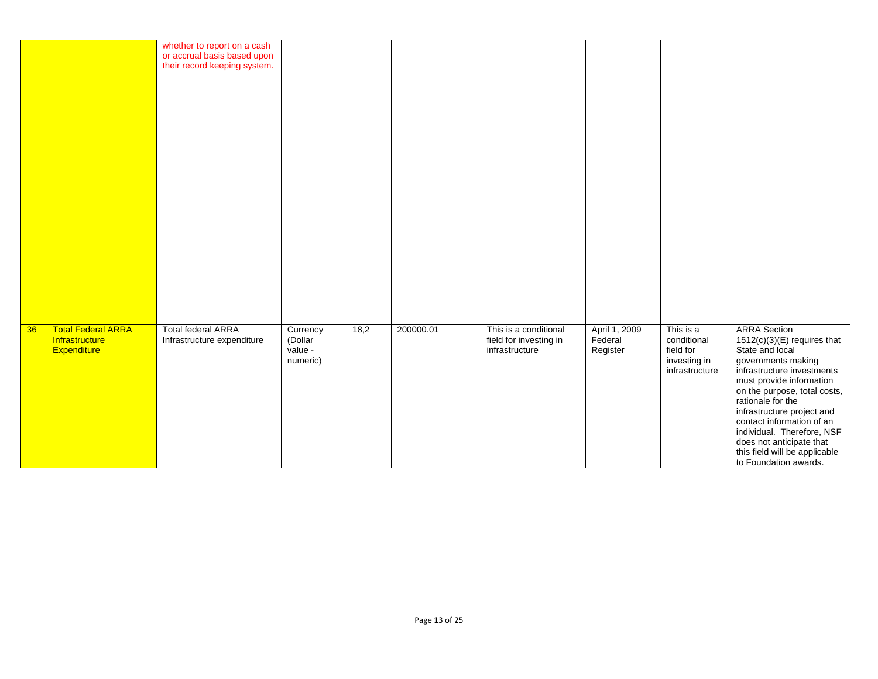| | | | | | | | | | |
|---|---|---|---|---|---|---|---|---|---|
| | | whether to report on a cash or accrual basis based upon their record keeping system. | | | | | | | |
| 36 | Total Federal ARRA Infrastructure Expenditure | Total federal ARRA Infrastructure expenditure | Currency (Dollar value - numeric) | 18,2 | 200000.01 | This is a conditional field for investing in infrastructure | April 1, 2009 Federal Register | This is a conditional field for investing in infrastructure | ARRA Section 1512(c)(3)(E) requires that State and local governments making infrastructure investments must provide information on the purpose, total costs, rationale for the infrastructure project and contact information of an individual. Therefore, NSF does not anticipate that this field will be applicable to Foundation awards. |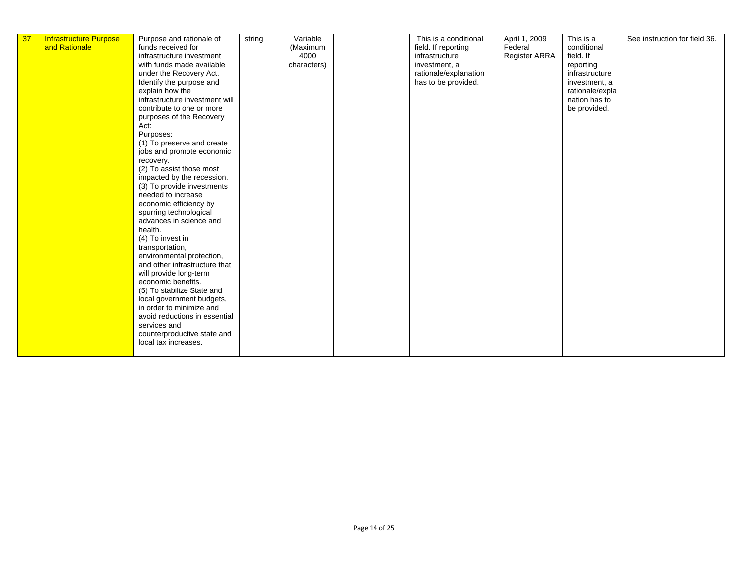| | | | | | | | | | |
|---|---|---|---|---|---|---|---|---|---|
| 37 | Infrastructure Purpose and Rationale | Purpose and rationale of funds received for infrastructure investment with funds made available under the Recovery Act. Identify the purpose and explain how the infrastructure investment will contribute to one or more purposes of the Recovery Act:<br>Purposes:<br>(1) To preserve and create jobs and promote economic recovery.<br>(2) To assist those most impacted by the recession.<br>(3) To provide investments needed to increase economic efficiency by spurring technological advances in science and health.<br>(4) To invest in transportation, environmental protection, and other infrastructure that will provide long-term economic benefits.<br>(5) To stabilize State and local government budgets, in order to minimize and avoid reductions in essential services and counterproductive state and local tax increases. | string | Variable (Maximum 4000 characters) | | This is a conditional field. If reporting infrastructure investment, a rationale/explanation has to be provided. | April 1, 2009 Federal Register ARRA | This is a conditional field. If reporting infrastructure investment, a rationale/explanation has to be provided. | See instruction for field 36. |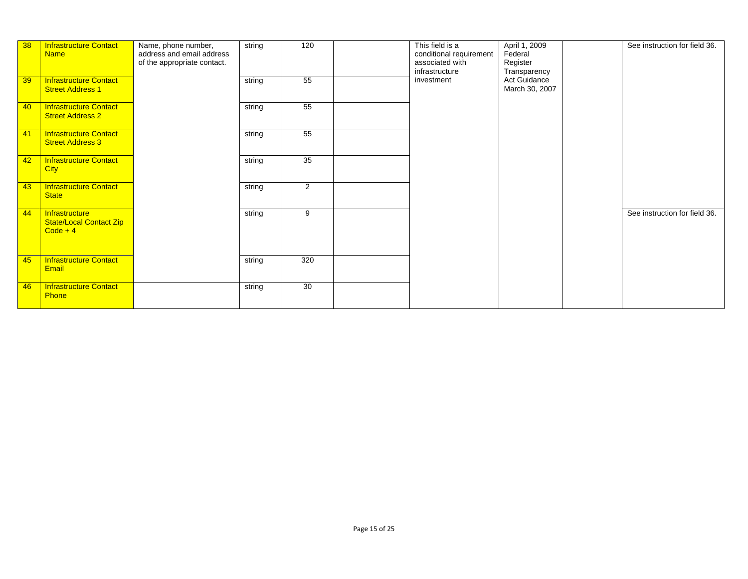| | | | | | | | | | |
|---|---|---|---|---|---|---|---|---|---|
| 38 | Infrastructure Contact Name | Name, phone number, address and email address of the appropriate contact. | string | 120 | | This field is a conditional requirement associated with infrastructure investment | April 1, 2009 Federal Register Transparency Act Guidance March 30, 2007 | | See instruction for field 36. |
| 39 | Infrastructure Contact Street Address 1 | | string | 55 | | | | | |
| 40 | Infrastructure Contact Street Address 2 | | string | 55 | | | | | |
| 41 | Infrastructure Contact Street Address 3 | | string | 55 | | | | | |
| 42 | Infrastructure Contact City | | string | 35 | | | | | |
| 43 | Infrastructure Contact State | | string | 2 | | | | | |
| 44 | Infrastructure State/Local Contact Zip Code + 4 | | string | 9 | | | | | See instruction for field 36. |
| 45 | Infrastructure Contact Email | | string | 320 | | | | | |
| 46 | Infrastructure Contact Phone | | string | 30 | | | | | |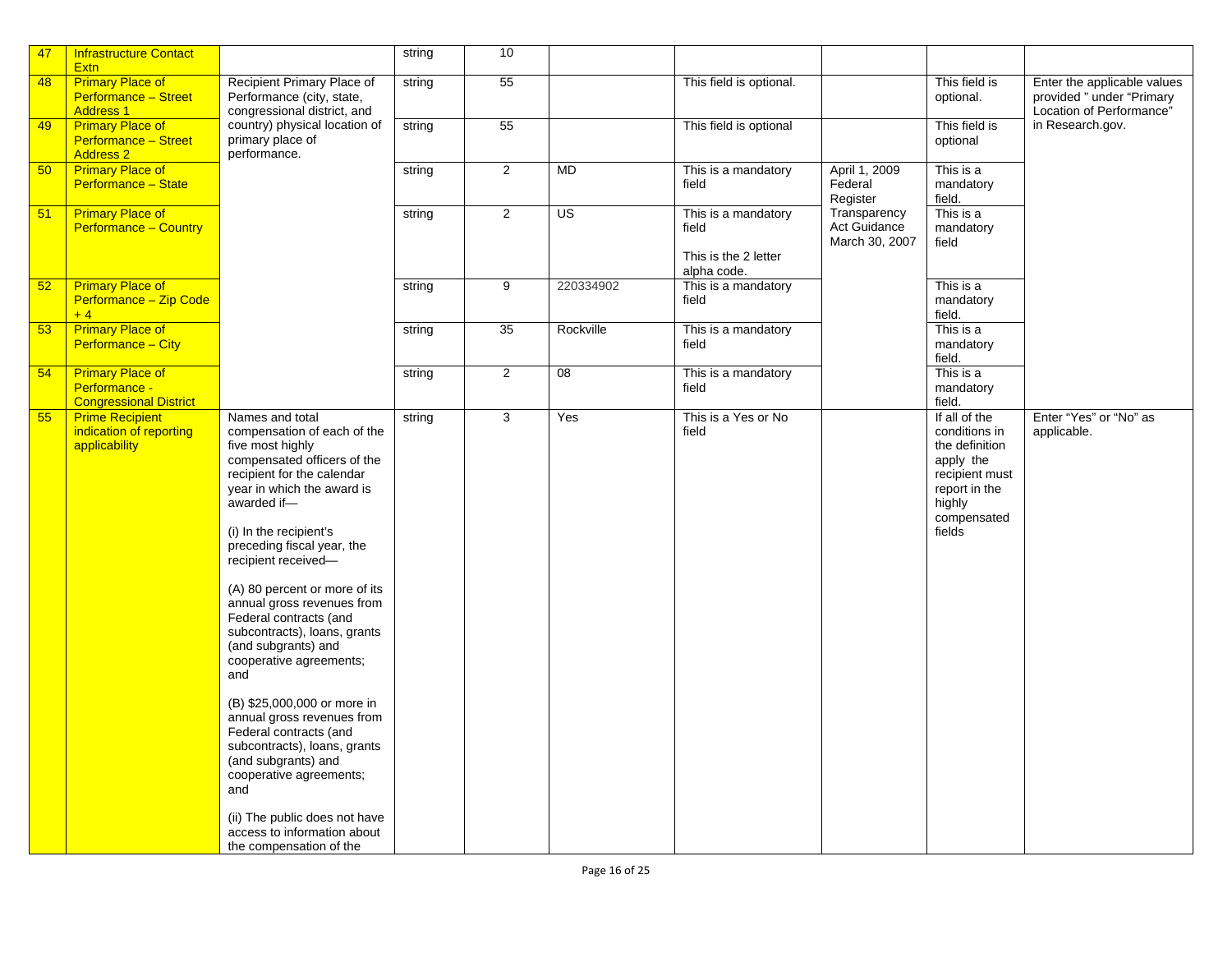| | | | | | | | | | |
|---|---|---|---|---|---|---|---|---|---|
| 47 | Infrastructure Contact Extn | | string | 10 | | | | | |
| 48 | Primary Place of Performance – Street Address 1 | Recipient Primary Place of Performance (city, state, congressional district, and country) physical location of primary place of performance. | string | 55 | | This field is optional. | | This field is optional. | Enter the applicable values provided " under "Primary Location of Performance" in Research.gov. |
| 49 | Primary Place of Performance – Street Address 2 | | string | 55 | | This field is optional | | This field is optional | |
| 50 | Primary Place of Performance – State | | string | 2 | MD | This is a mandatory field | April 1, 2009 Federal Register Transparency Act Guidance March 30, 2007 | This is a mandatory field. | |
| 51 | Primary Place of Performance – Country | | string | 2 | US | This is a mandatory field<br><br>This is the 2 letter alpha code. | | This is a mandatory field | |
| 52 | Primary Place of Performance – Zip Code + 4 | | string | 9 | 220334902 | This is a mandatory field | | This is a mandatory field. | |
| 53 | Primary Place of Performance – City | | string | 35 | Rockville | This is a mandatory field | | This is a mandatory field. | |
| 54 | Primary Place of Performance - Congressional District | | string | 2 | 08 | This is a mandatory field | | This is a mandatory field. | |
| 55 | Prime Recipient indication of reporting applicability | Names and total compensation of each of the five most highly compensated officers of the recipient for the calendar year in which the award is awarded if—<br><br>(i) In the recipient's preceding fiscal year, the recipient received—<br><br>(A) 80 percent or more of its annual gross revenues from Federal contracts (and subcontracts), loans, grants (and subgrants) and cooperative agreements; and<br><br>(B) $25,000,000 or more in annual gross revenues from Federal contracts (and subcontracts), loans, grants (and subgrants) and cooperative agreements; and<br><br>(ii) The public does not have access to information about the compensation of the | string | 3 | Yes | This is a Yes or No field | | If all of the conditions in the definition apply the recipient must report in the highly compensated fields | Enter "Yes" or "No" as applicable. |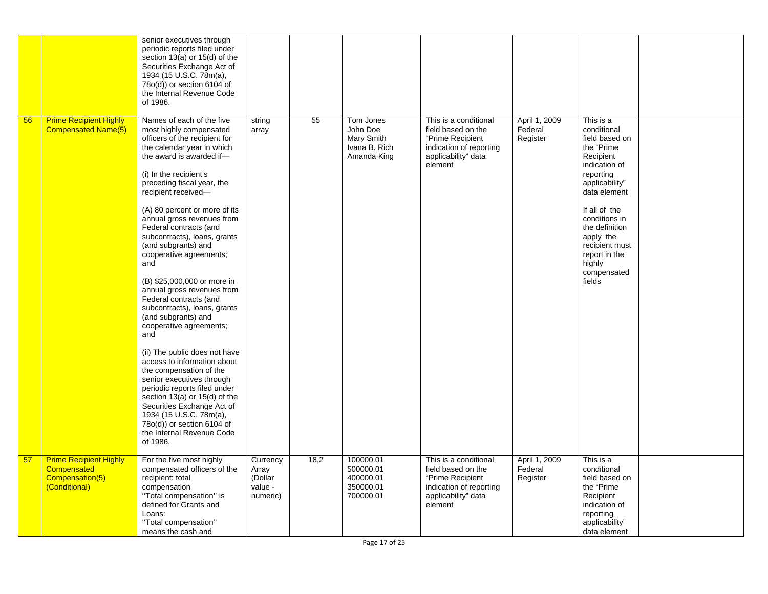| | | | | | | | | | |
|---|---|---|---|---|---|---|---|---|---|
| | | senior executives through periodic reports filed under section 13(a) or 15(d) of the Securities Exchange Act of 1934 (15 U.S.C. 78m(a), 78o(d)) or section 6104 of the Internal Revenue Code of 1986. | | | | | | | |
| 56 | Prime Recipient Highly Compensated Name(5) | Names of each of the five most highly compensated officers of the recipient for the calendar year in which the award is awarded if—<br><br>(i) In the recipient's preceding fiscal year, the recipient received—<br><br>(A) 80 percent or more of its annual gross revenues from Federal contracts (and subcontracts), loans, grants (and subgrants) and cooperative agreements; and<br><br>(B) $25,000,000 or more in annual gross revenues from Federal contracts (and subcontracts), loans, grants (and subgrants) and cooperative agreements; and<br><br>(ii) The public does not have access to information about the compensation of the senior executives through periodic reports filed under section 13(a) or 15(d) of the Securities Exchange Act of 1934 (15 U.S.C. 78m(a), 78o(d)) or section 6104 of the Internal Revenue Code of 1986. | string array | 55 | Tom Jones<br>John Doe<br>Mary Smith<br>Ivana B. Rich<br>Amanda King | This is a conditional field based on the "Prime Recipient indication of reporting applicability" data element | April 1, 2009 Federal Register | This is a conditional field based on the "Prime Recipient indication of reporting applicability" data element<br><br>If all of the conditions in the definition apply the recipient must report in the highly compensated fields | |
| 57 | Prime Recipient Highly Compensated Compensation(5) (Conditional) | For the five most highly compensated officers of the recipient: total compensation<br>''Total compensation'' is defined for Grants and Loans:<br>''Total compensation'' means the cash and | Currency Array (Dollar value - numeric) | 18,2 | 100000.01<br>500000.01<br>400000.01<br>350000.01<br>700000.01 | This is a conditional field based on the "Prime Recipient indication of reporting applicability" data element | April 1, 2009 Federal Register | This is a conditional field based on the "Prime Recipient indication of reporting applicability" data element | |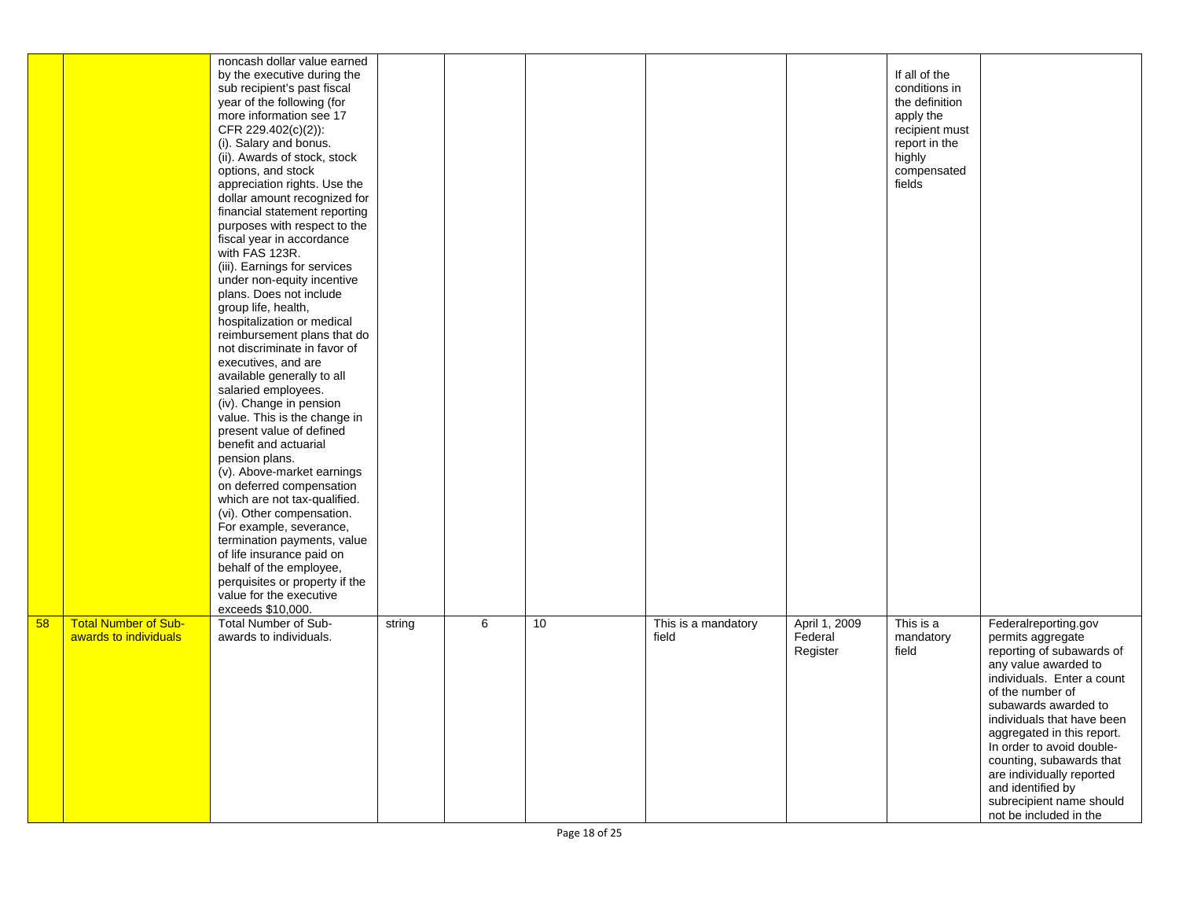| | | | | | | | | | |
|---|---|---|---|---|---|---|---|---|---|
| | | noncash dollar value earned by the executive during the sub recipient's past fiscal year of the following (for more information see 17 CFR 229.402(c)(2)):<br>(i). Salary and bonus.<br>(ii). Awards of stock, stock options, and stock appreciation rights. Use the dollar amount recognized for financial statement reporting purposes with respect to the fiscal year in accordance with FAS 123R.<br>(iii). Earnings for services under non-equity incentive plans. Does not include group life, health, hospitalization or medical reimbursement plans that do not discriminate in favor of executives, and are available generally to all salaried employees.<br>(iv). Change in pension value. This is the change in present value of defined benefit and actuarial pension plans.<br>(v). Above-market earnings on deferred compensation which are not tax-qualified.<br>(vi). Other compensation. For example, severance, termination payments, value of life insurance paid on behalf of the employee, perquisites or property if the value for the executive exceeds $10,000. | | | | | | If all of the conditions in the definition apply the recipient must report in the highly compensated fields | |
| 58 | Total Number of Sub-awards to individuals | Total Number of Sub-awards to individuals. | string | 6 | 10 | This is a mandatory field | April 1, 2009 Federal Register | This is a mandatory field | Federalreporting.gov permits aggregate reporting of subawards of any value awarded to individuals. Enter a count of the number of subawards awarded to individuals that have been aggregated in this report. In order to avoid double-counting, subawards that are individually reported and identified by subrecipient name should not be included in the |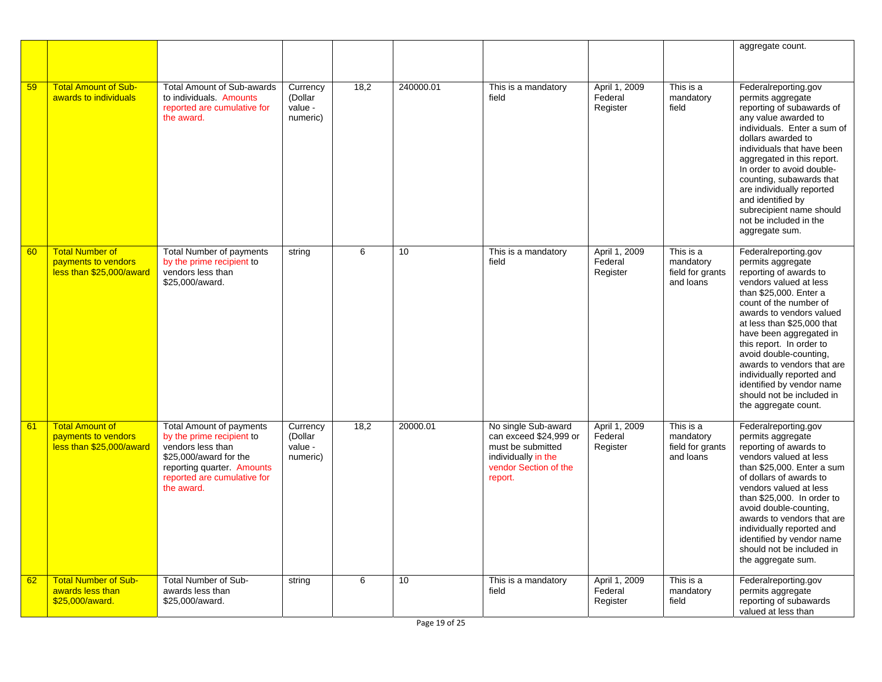| | | | | | | | | | |
|---|---|---|---|---|---|---|---|---|---|
| | | | | | | | | | aggregate count. |
| 59 | Total Amount of Sub-awards to individuals | Total Amount of Sub-awards to individuals. Amounts reported are cumulative for the award. | Currency (Dollar value - numeric) | 18,2 | 240000.01 | This is a mandatory field | April 1, 2009 Federal Register | This is a mandatory field | Federalreporting.gov permits aggregate reporting of subawards of any value awarded to individuals. Enter a sum of dollars awarded to individuals that have been aggregated in this report. In order to avoid double-counting, subawards that are individually reported and identified by subrecipient name should not be included in the aggregate sum. |
| 60 | Total Number of payments to vendors less than $25,000/award | Total Number of payments by the prime recipient to vendors less than $25,000/award. | string | 6 | 10 | This is a mandatory field | April 1, 2009 Federal Register | This is a mandatory field for grants and loans | Federalreporting.gov permits aggregate reporting of awards to vendors valued at less than $25,000. Enter a count of the number of awards to vendors valued at less than $25,000 that have been aggregated in this report. In order to avoid double-counting, awards to vendors that are individually reported and identified by vendor name should not be included in the aggregate count. |
| 61 | Total Amount of payments to vendors less than $25,000/award | Total Amount of payments by the prime recipient to vendors less than $25,000/award for the reporting quarter. Amounts reported are cumulative for the award. | Currency (Dollar value - numeric) | 18,2 | 20000.01 | No single Sub-award can exceed $24,999 or must be submitted individually in the vendor Section of the report. | April 1, 2009 Federal Register | This is a mandatory field for grants and loans | Federalreporting.gov permits aggregate reporting of awards to vendors valued at less than $25,000. Enter a sum of dollars of awards to vendors valued at less than $25,000. In order to avoid double-counting, awards to vendors that are individually reported and identified by vendor name should not be included in the aggregate sum. |
| 62 | Total Number of Sub-awards less than $25,000/award. | Total Number of Sub-awards less than $25,000/award. | string | 6 | 10 | This is a mandatory field | April 1, 2009 Federal Register | This is a mandatory field | Federalreporting.gov permits aggregate reporting of subawards valued at less than |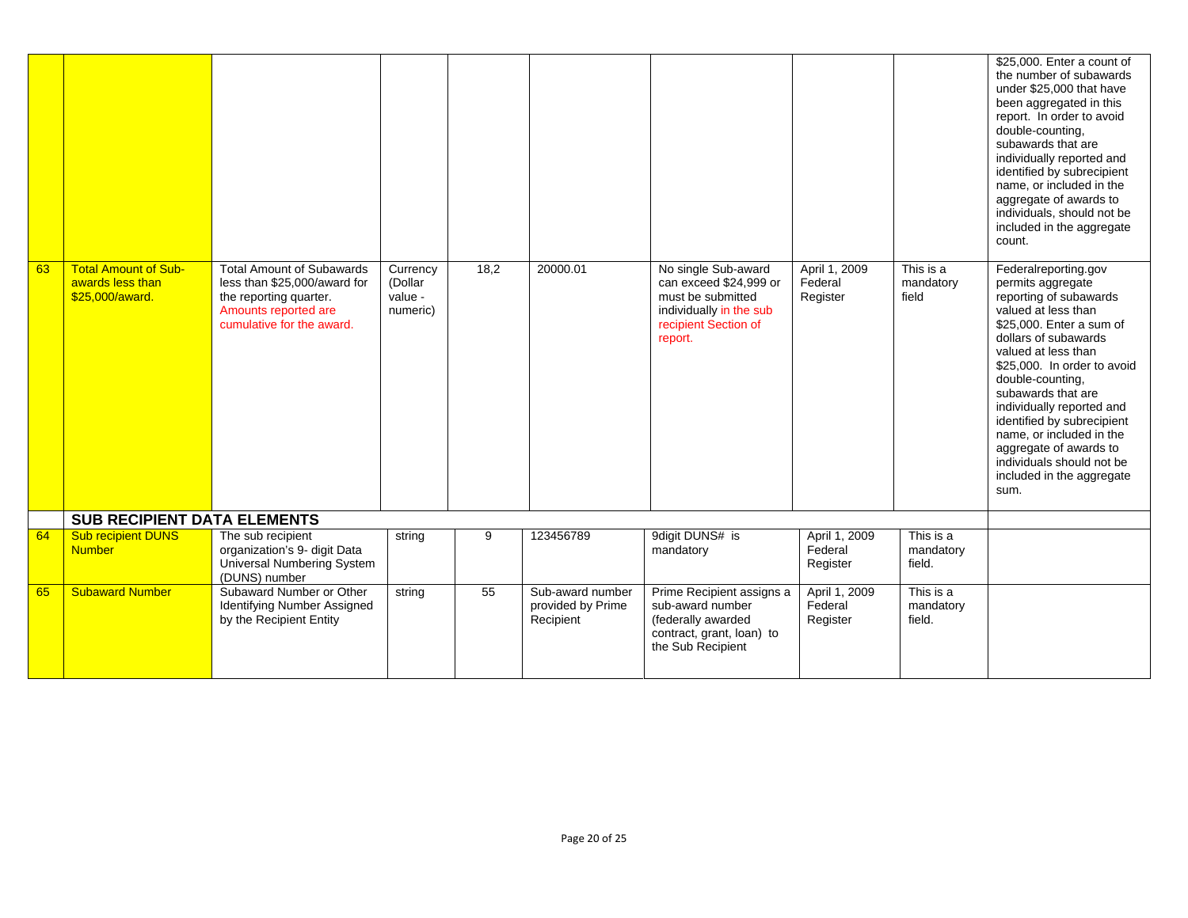| | | | | | | | | | |
|---|---|---|---|---|---|---|---|---|---|
| | | | | | | | | | $25,000. Enter a count of the number of subawards under $25,000 that have been aggregated in this report. In order to avoid double-counting, subawards that are individually reported and identified by subrecipient name, or included in the aggregate of awards to individuals, should not be included in the aggregate count. |
| 63 | Total Amount of Sub-awards less than $25,000/award. | Total Amount of Subawards less than $25,000/award for the reporting quarter. Amounts reported are cumulative for the award. | Currency (Dollar value - numeric) | 18,2 | 20000.01 | No single Sub-award can exceed $24,999 or must be submitted individually in the sub recipient Section of report. | April 1, 2009 Federal Register | This is a mandatory field | Federalreporting.gov permits aggregate reporting of subawards valued at less than $25,000. Enter a sum of dollars of subawards valued at less than $25,000. In order to avoid double-counting, subawards that are individually reported and identified by subrecipient name, or included in the aggregate of awards to individuals should not be included in the aggregate sum. |
| | **SUB RECIPIENT DATA ELEMENTS** | | | | | | | | |
| 64 | Sub recipient DUNS Number | The sub recipient organization's 9- digit Data Universal Numbering System (DUNS) number | string | 9 | 123456789 | 9digit DUNS# is mandatory | April 1, 2009 Federal Register | This is a mandatory field. | |
| 65 | Subaward Number | Subaward Number or Other Identifying Number Assigned by the Recipient Entity | string | 55 | Sub-award number provided by Prime Recipient | Prime Recipient assigns a sub-award number (federally awarded contract, grant, loan) to the Sub Recipient | April 1, 2009 Federal Register | This is a mandatory field. | |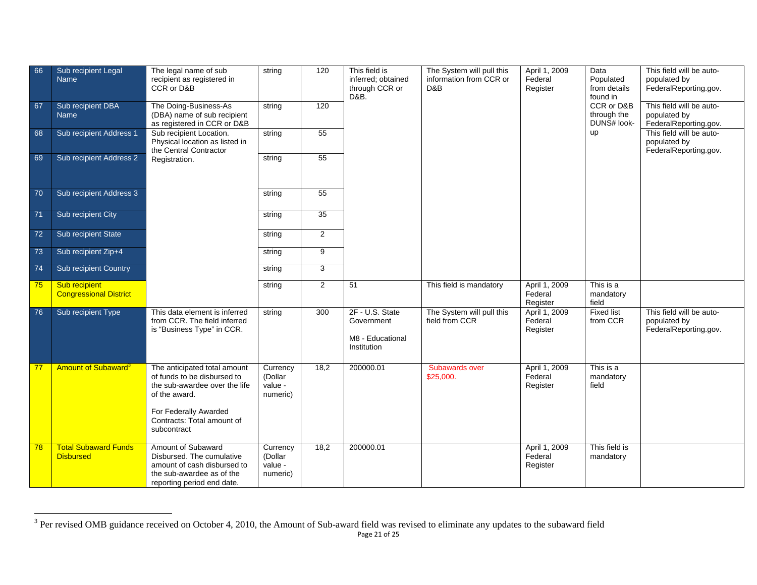| | | | | | | | | | |
|---|---|---|---|---|---|---|---|---|---|
| 66 | Sub recipient Legal Name | The legal name of sub recipient as registered in CCR or D&B | string | 120 | This field is inferred; obtained through CCR or D&B. | The System will pull this information from CCR or D&B | April 1, 2009 Federal Register | Data Populated from details found in CCR or D&B through the DUNS# look-up | This field will be auto-populated by FederalReporting.gov. |
| 67 | Sub recipient DBA Name | The Doing-Business-As (DBA) name of sub recipient as registered in CCR or D&B | string | 120 | | | | | This field will be auto-populated by FederalReporting.gov. |
| 68 | Sub recipient Address 1 | Sub recipient Location. Physical location as listed in the Central Contractor Registration. | string | 55 | | | | | This field will be auto-populated by FederalReporting.gov. |
| 69 | Sub recipient Address 2 | | string | 55 | | | | | |
| 70 | Sub recipient Address 3 | | string | 55 | | | | | |
| 71 | Sub recipient City | | string | 35 | | | | | |
| 72 | Sub recipient State | | string | 2 | | | | | |
| 73 | Sub recipient Zip+4 | | string | 9 | | | | | |
| 74 | Sub recipient Country | | string | 3 | | | | | |
| 75 | Sub recipient Congressional District | | string | 2 | 51 | This field is mandatory | April 1, 2009 Federal Register | This is a mandatory field | |
| 76 | Sub recipient Type | This data element is inferred from CCR. The field inferred is "Business Type" in CCR. | string | 300 | 2F - U.S. State Government<br><br>M8 - Educational Institution | The System will pull this field from CCR | April 1, 2009 Federal Register | Fixed list from CCR | This field will be auto-populated by FederalReporting.gov. |
| 77 | Amount of Subaward[3] | The anticipated total amount of funds to be disbursed to the sub-awardee over the life of the award.<br><br>For Federally Awarded Contracts: Total amount of subcontract | Currency (Dollar value - numeric) | 18,2 | 200000.01 | Subawards over $25,000. | April 1, 2009 Federal Register | This is a mandatory field | |
| 78 | Total Subaward Funds Disbursed | Amount of Subaward Disbursed. The cumulative amount of cash disbursed to the sub-awardee as of the reporting period end date. | Currency (Dollar value - numeric) | 18,2 | 200000.01 | | April 1, 2009 Federal Register | This field is mandatory | |

[3] Per revised OMB guidance received on October 4, 2010, the Amount of Sub-award field was revised to eliminate any updates to the subaward field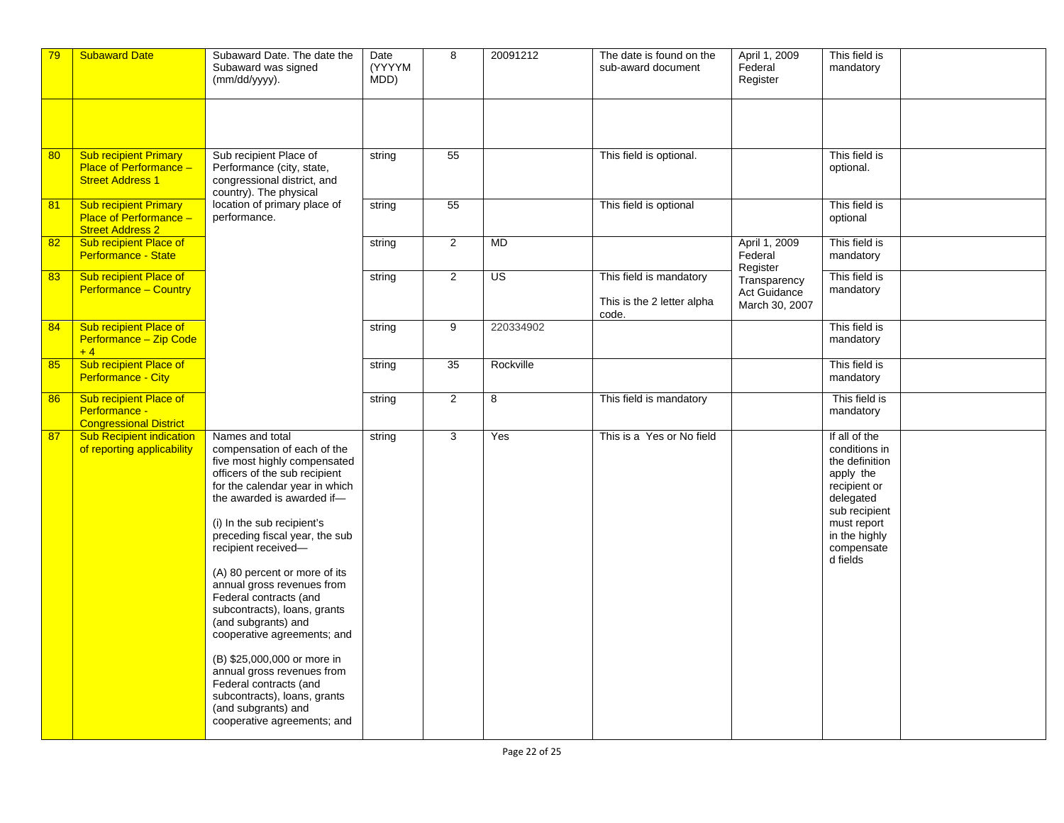| | | | | | | | | | |
|---|---|---|---|---|---|---|---|---|---|
| 79 | Subaward Date | Subaward Date. The date the Subaward was signed (mm/dd/yyyy). | Date (YYYYMMDD) | 8 | 20091212 | The date is found on the sub-award document | April 1, 2009 Federal Register | This field is mandatory | |
| | | | | | | | | | |
| 80 | Sub recipient Primary Place of Performance – Street Address 1 | Sub recipient Place of Performance (city, state, congressional district, and country). The physical location of primary place of performance. | string | 55 | | This field is optional. | | This field is optional. | |
| 81 | Sub recipient Primary Place of Performance – Street Address 2 | | string | 55 | | This field is optional | | This field is optional | |
| 82 | Sub recipient Place of Performance - State | | string | 2 | MD | | April 1, 2009 Federal Register Transparency Act Guidance March 30, 2007 | This field is mandatory | |
| 83 | Sub recipient Place of Performance – Country | | string | 2 | US | This field is mandatory<br><br>This is the 2 letter alpha code. | | This field is mandatory | |
| 84 | Sub recipient Place of Performance – Zip Code + 4 | | string | 9 | 220334902 | | | This field is mandatory | |
| 85 | Sub recipient Place of Performance - City | | string | 35 | Rockville | | | This field is mandatory | |
| 86 | Sub recipient Place of Performance - Congressional District | | string | 2 | 8 | This field is mandatory | | This field is mandatory | |
| 87 | Sub Recipient indication of reporting applicability | Names and total compensation of each of the five most highly compensated officers of the sub recipient for the calendar year in which the awarded is awarded if—<br><br>(i) In the sub recipient's preceding fiscal year, the sub recipient received—<br><br>(A) 80 percent or more of its annual gross revenues from Federal contracts (and subcontracts), loans, grants (and subgrants) and cooperative agreements; and<br><br>(B) $25,000,000 or more in annual gross revenues from Federal contracts (and subcontracts), loans, grants (and subgrants) and cooperative agreements; and | string | 3 | Yes | This is a Yes or No field | | If all of the conditions in the definition apply the recipient or delegated sub recipient must report in the highly compensated fields | |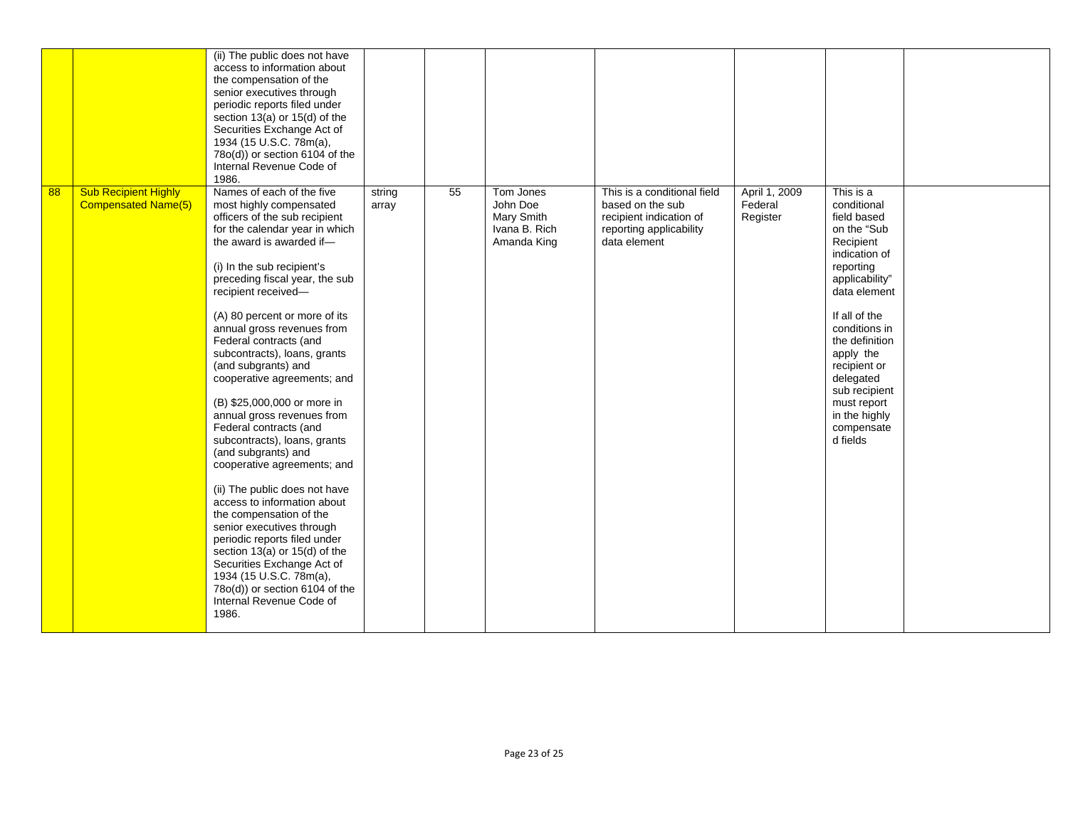| | | | | | | | | | |
|---|---|---|---|---|---|---|---|---|---|
| | | (ii) The public does not have access to information about the compensation of the senior executives through periodic reports filed under section 13(a) or 15(d) of the Securities Exchange Act of 1934 (15 U.S.C. 78m(a), 78o(d)) or section 6104 of the Internal Revenue Code of 1986. | | | | | | | |
| 88 | Sub Recipient Highly Compensated Name(5) | Names of each of the five most highly compensated officers of the sub recipient for the calendar year in which the award is awarded if—<br><br>(i) In the sub recipient's preceding fiscal year, the sub recipient received—<br><br>(A) 80 percent or more of its annual gross revenues from Federal contracts (and subcontracts), loans, grants (and subgrants) and cooperative agreements; and<br><br>(B) $25,000,000 or more in annual gross revenues from Federal contracts (and subcontracts), loans, grants (and subgrants) and cooperative agreements; and<br><br>(ii) The public does not have access to information about the compensation of the senior executives through periodic reports filed under section 13(a) or 15(d) of the Securities Exchange Act of 1934 (15 U.S.C. 78m(a), 78o(d)) or section 6104 of the Internal Revenue Code of 1986. | string array | 55 | Tom Jones<br>John Doe<br>Mary Smith<br>Ivana B. Rich<br>Amanda King | This is a conditional field based on the sub recipient indication of reporting applicability data element | April 1, 2009 Federal Register | This is a conditional field based on the "Sub Recipient indication of reporting applicability" data element<br><br>If all of the conditions in the definition apply the recipient or delegated sub recipient must report in the highly compensate d fields | |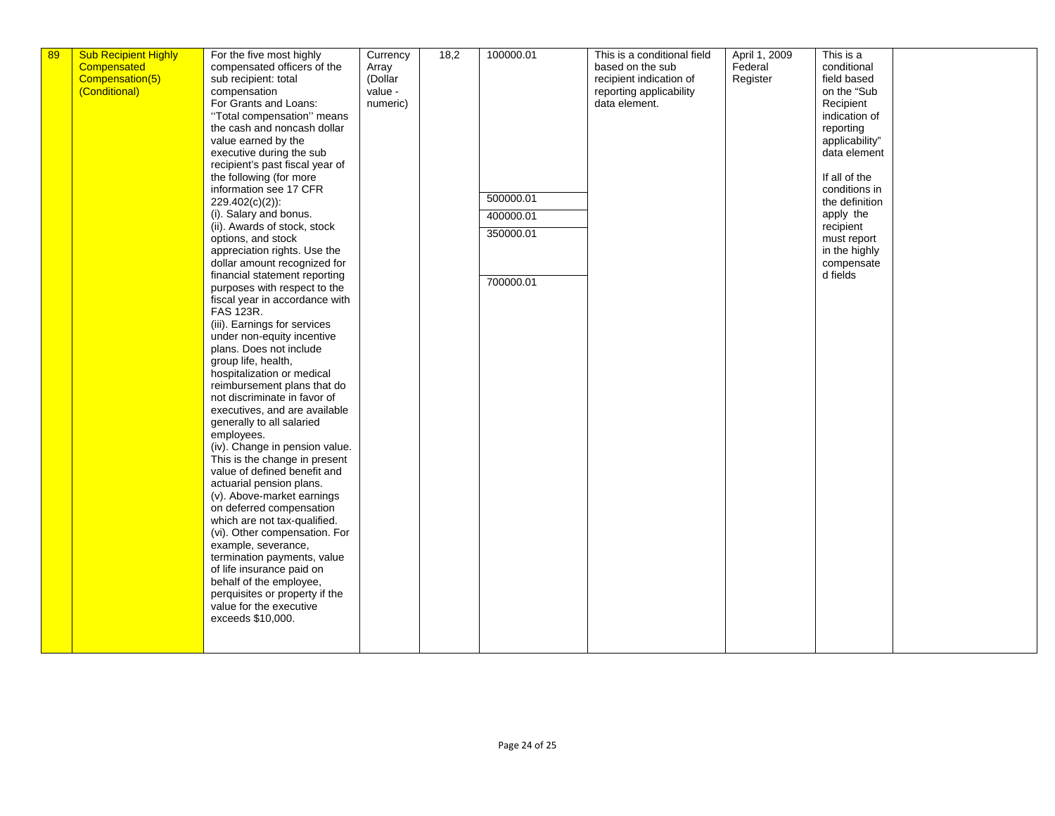| | | | | | | | | | |
|---|---|---|---|---|---|---|---|---|---|
| 89 | Sub Recipient Highly Compensated Compensation(5) (Conditional) | For the five most highly compensated officers of the sub recipient: total compensation<br>For Grants and Loans:<br>''Total compensation'' means the cash and noncash dollar value earned by the executive during the sub recipient's past fiscal year of the following (for more information see 17 CFR 229.402(c)(2)):<br>(i). Salary and bonus.<br>(ii). Awards of stock, stock options, and stock appreciation rights. Use the dollar amount recognized for financial statement reporting purposes with respect to the fiscal year in accordance with FAS 123R.<br>(iii). Earnings for services under non-equity incentive plans. Does not include group life, health, hospitalization or medical reimbursement plans that do not discriminate in favor of executives, and are available generally to all salaried employees.<br>(iv). Change in pension value. This is the change in present value of defined benefit and actuarial pension plans.<br>(v). Above-market earnings on deferred compensation which are not tax-qualified.<br>(vi). Other compensation. For example, severance, termination payments, value of life insurance paid on behalf of the employee, perquisites or property if the value for the executive exceeds $10,000. | Currency Array (Dollar value - numeric) | 18,2 | 100000.01<br>500000.01<br>400000.01<br>350000.01<br>700000.01 | This is a conditional field based on the sub recipient indication of reporting applicability data element. | April 1, 2009 Federal Register | This is a conditional field based on the "Sub Recipient indication of reporting applicability" data element<br><br>If all of the conditions in the definition apply the recipient must report in the highly compensated fields | |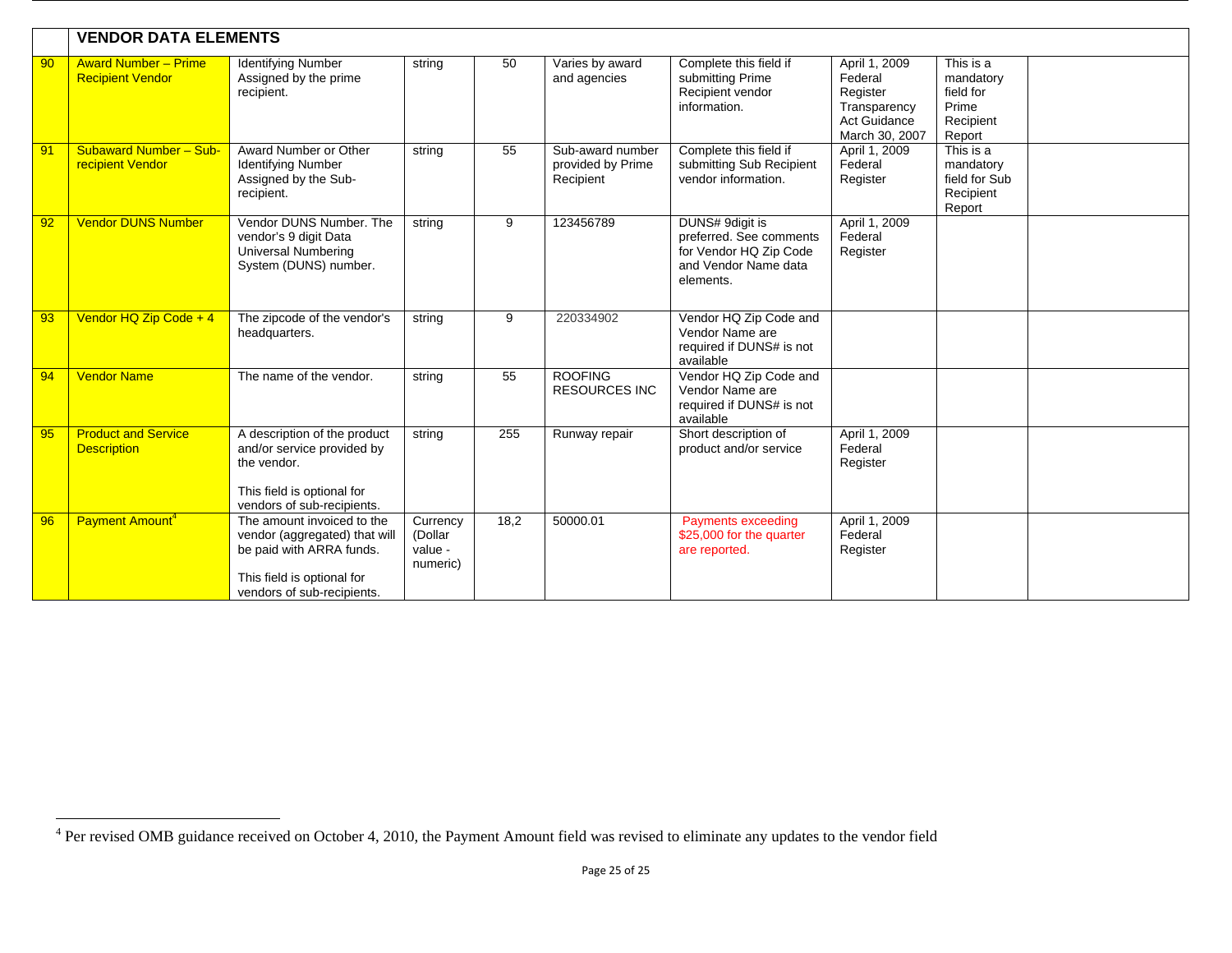| | VENDOR DATA ELEMENTS | | | | | | | | |
|---|---|---|---|---|---|---|---|---|---|
| 90 | Award Number – Prime Recipient Vendor | Identifying Number Assigned by the prime recipient. | string | 50 | Varies by award and agencies | Complete this field if submitting Prime Recipient vendor information. | April 1, 2009 Federal Register Transparency Act Guidance March 30, 2007 | This is a mandatory field for Prime Recipient Report | |
| 91 | Subaward Number – Sub-recipient Vendor | Award Number or Other Identifying Number Assigned by the Sub-recipient. | string | 55 | Sub-award number provided by Prime Recipient | Complete this field if submitting Sub Recipient vendor information. | April 1, 2009 Federal Register | This is a mandatory field for Sub Recipient Report | |
| 92 | Vendor DUNS Number | Vendor DUNS Number. The vendor's 9 digit Data Universal Numbering System (DUNS) number. | string | 9 | 123456789 | DUNS# 9digit is preferred. See comments for Vendor HQ Zip Code and Vendor Name data elements. | April 1, 2009 Federal Register | | |
| 93 | Vendor HQ Zip Code + 4 | The zipcode of the vendor's headquarters. | string | 9 | 220334902 | Vendor HQ Zip Code and Vendor Name are required if DUNS# is not available | | | |
| 94 | Vendor Name | The name of the vendor. | string | 55 | ROOFING RESOURCES INC | Vendor HQ Zip Code and Vendor Name are required if DUNS# is not available | | | |
| 95 | Product and Service Description | A description of the product and/or service provided by the vendor.<br><br>This field is optional for vendors of sub-recipients. | string | 255 | Runway repair | Short description of product and/or service | April 1, 2009 Federal Register | | |
| 96 | Payment Amount[4] | The amount invoiced to the vendor (aggregated) that will be paid with ARRA funds.<br><br>This field is optional for vendors of sub-recipients. | Currency (Dollar value - numeric) | 18,2 | 50000.01 | Payments exceeding $25,000 for the quarter are reported. | April 1, 2009 Federal Register | | |

[4] Per revised OMB guidance received on October 4, 2010, the Payment Amount field was revised to eliminate any updates to the vendor field